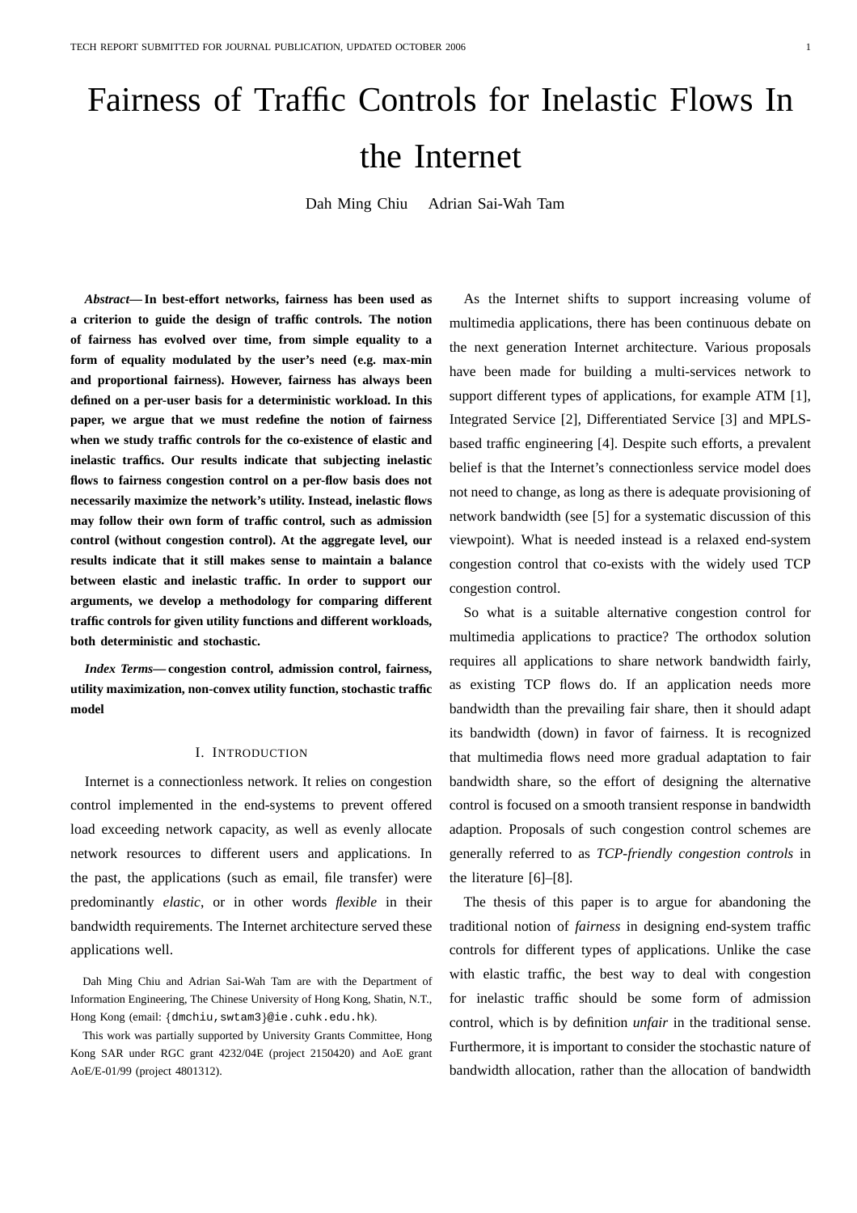# Fairness of Traffic Controls for Inelastic Flows In the Internet

Dah Ming Chiu    Adrian Sai-Wah Tam

***Abstract*— In best-effort networks, fairness has been used as a criterion to guide the design of traffic controls. The notion of fairness has evolved over time, from simple equality to a form of equality modulated by the user's need (e.g. max-min and proportional fairness). However, fairness has always been defined on a per-user basis for a deterministic workload. In this paper, we argue that we must redefine the notion of fairness when we study traffic controls for the co-existence of elastic and inelastic traffics. Our results indicate that subjecting inelastic flows to fairness congestion control on a per-flow basis does not necessarily maximize the network's utility. Instead, inelastic flows may follow their own form of traffic control, such as admission control (without congestion control). At the aggregate level, our results indicate that it still makes sense to maintain a balance between elastic and inelastic traffic. In order to support our arguments, we develop a methodology for comparing different traffic controls for given utility functions and different workloads, both deterministic and stochastic.**

***Index Terms*— congestion control, admission control, fairness, utility maximization, non-convex utility function, stochastic traffic model**

## I. Introduction

Internet is a connectionless network. It relies on congestion control implemented in the end-systems to prevent offered load exceeding network capacity, as well as evenly allocate network resources to different users and applications. In the past, the applications (such as email, file transfer) were predominantly *elastic*, or in other words *flexible* in their bandwidth requirements. The Internet architecture served these applications well.

Dah Ming Chiu and Adrian Sai-Wah Tam are with the Department of Information Engineering, The Chinese University of Hong Kong, Shatin, N.T., Hong Kong (email: {dmchiu,swtam3}@ie.cuhk.edu.hk).

This work was partially supported by University Grants Committee, Hong Kong SAR under RGC grant 4232/04E (project 2150420) and AoE grant AoE/E-01/99 (project 4801312).

As the Internet shifts to support increasing volume of multimedia applications, there has been continuous debate on the next generation Internet architecture. Various proposals have been made for building a multi-services network to support different types of applications, for example ATM [1], Integrated Service [2], Differentiated Service [3] and MPLS-based traffic engineering [4]. Despite such efforts, a prevalent belief is that the Internet's connectionless service model does not need to change, as long as there is adequate provisioning of network bandwidth (see [5] for a systematic discussion of this viewpoint). What is needed instead is a relaxed end-system congestion control that co-exists with the widely used TCP congestion control.

So what is a suitable alternative congestion control for multimedia applications to practice? The orthodox solution requires all applications to share network bandwidth fairly, as existing TCP flows do. If an application needs more bandwidth than the prevailing fair share, then it should adapt its bandwidth (down) in favor of fairness. It is recognized that multimedia flows need more gradual adaptation to fair bandwidth share, so the effort of designing the alternative control is focused on a smooth transient response in bandwidth adaption. Proposals of such congestion control schemes are generally referred to as *TCP-friendly congestion controls* in the literature [6]–[8].

The thesis of this paper is to argue for abandoning the traditional notion of *fairness* in designing end-system traffic controls for different types of applications. Unlike the case with elastic traffic, the best way to deal with congestion for inelastic traffic should be some form of admission control, which is by definition *unfair* in the traditional sense. Furthermore, it is important to consider the stochastic nature of bandwidth allocation, rather than the allocation of bandwidth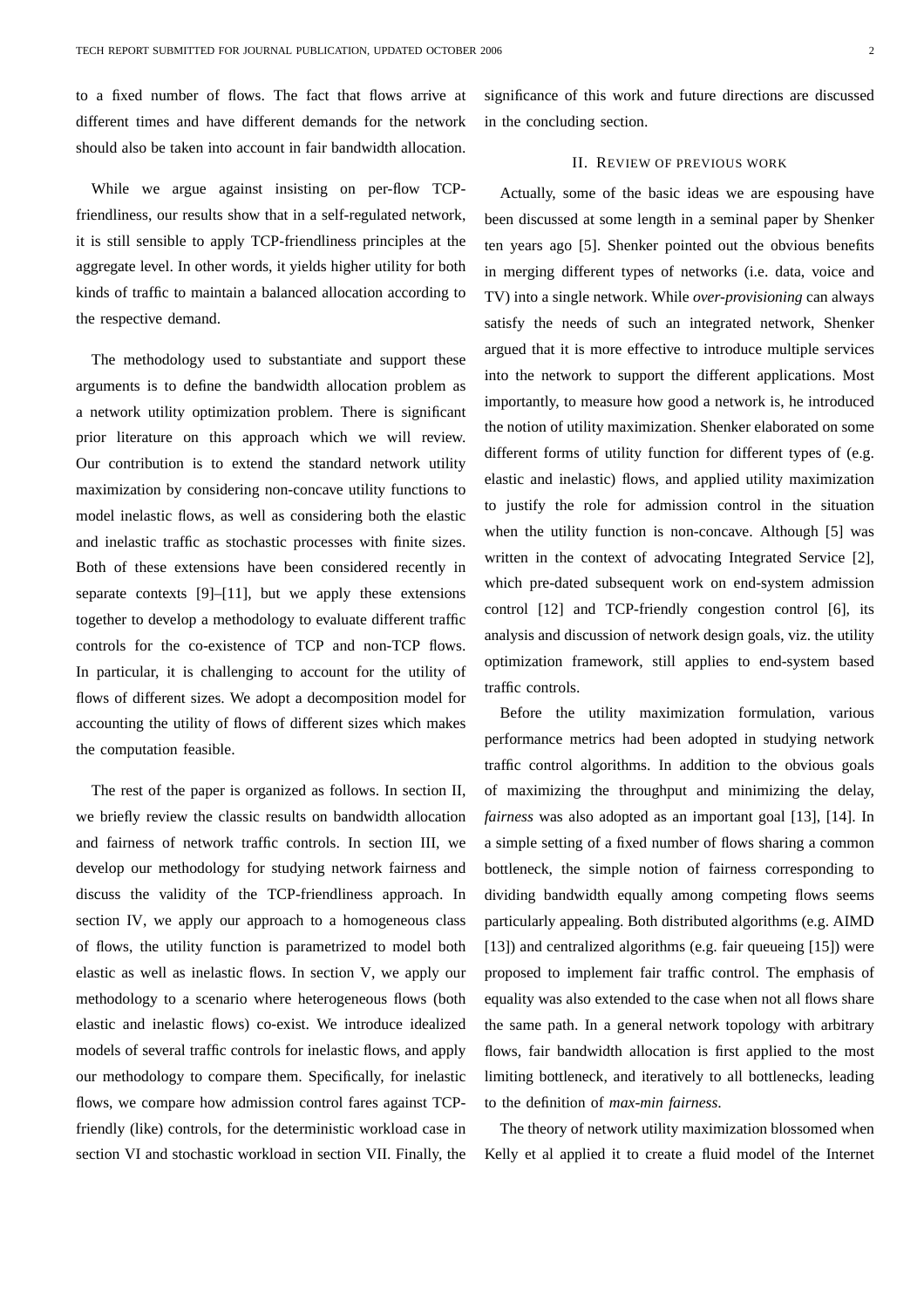to a fixed number of flows. The fact that flows arrive at different times and have different demands for the network should also be taken into account in fair bandwidth allocation.

While we argue against insisting on per-flow TCP-friendliness, our results show that in a self-regulated network, it is still sensible to apply TCP-friendliness principles at the aggregate level. In other words, it yields higher utility for both kinds of traffic to maintain a balanced allocation according to the respective demand.

The methodology used to substantiate and support these arguments is to define the bandwidth allocation problem as a network utility optimization problem. There is significant prior literature on this approach which we will review. Our contribution is to extend the standard network utility maximization by considering non-concave utility functions to model inelastic flows, as well as considering both the elastic and inelastic traffic as stochastic processes with finite sizes. Both of these extensions have been considered recently in separate contexts [9]–[11], but we apply these extensions together to develop a methodology to evaluate different traffic controls for the co-existence of TCP and non-TCP flows. In particular, it is challenging to account for the utility of flows of different sizes. We adopt a decomposition model for accounting the utility of flows of different sizes which makes the computation feasible.

The rest of the paper is organized as follows. In section II, we briefly review the classic results on bandwidth allocation and fairness of network traffic controls. In section III, we develop our methodology for studying network fairness and discuss the validity of the TCP-friendliness approach. In section IV, we apply our approach to a homogeneous class of flows, the utility function is parametrized to model both elastic as well as inelastic flows. In section V, we apply our methodology to a scenario where heterogeneous flows (both elastic and inelastic flows) co-exist. We introduce idealized models of several traffic controls for inelastic flows, and apply our methodology to compare them. Specifically, for inelastic flows, we compare how admission control fares against TCP-friendly (like) controls, for the deterministic workload case in section VI and stochastic workload in section VII. Finally, the significance of this work and future directions are discussed in the concluding section.

## II. Review of previous work

Actually, some of the basic ideas we are espousing have been discussed at some length in a seminal paper by Shenker ten years ago [5]. Shenker pointed out the obvious benefits in merging different types of networks (i.e. data, voice and TV) into a single network. While *over-provisioning* can always satisfy the needs of such an integrated network, Shenker argued that it is more effective to introduce multiple services into the network to support the different applications. Most importantly, to measure how good a network is, he introduced the notion of utility maximization. Shenker elaborated on some different forms of utility function for different types of (e.g. elastic and inelastic) flows, and applied utility maximization to justify the role for admission control in the situation when the utility function is non-concave. Although [5] was written in the context of advocating Integrated Service [2], which pre-dated subsequent work on end-system admission control [12] and TCP-friendly congestion control [6], its analysis and discussion of network design goals, viz. the utility optimization framework, still applies to end-system based traffic controls.

Before the utility maximization formulation, various performance metrics had been adopted in studying network traffic control algorithms. In addition to the obvious goals of maximizing the throughput and minimizing the delay, *fairness* was also adopted as an important goal [13], [14]. In a simple setting of a fixed number of flows sharing a common bottleneck, the simple notion of fairness corresponding to dividing bandwidth equally among competing flows seems particularly appealing. Both distributed algorithms (e.g. AIMD [13]) and centralized algorithms (e.g. fair queueing [15]) were proposed to implement fair traffic control. The emphasis of equality was also extended to the case when not all flows share the same path. In a general network topology with arbitrary flows, fair bandwidth allocation is first applied to the most limiting bottleneck, and iteratively to all bottlenecks, leading to the definition of *max-min fairness*.

The theory of network utility maximization blossomed when Kelly et al applied it to create a fluid model of the Internet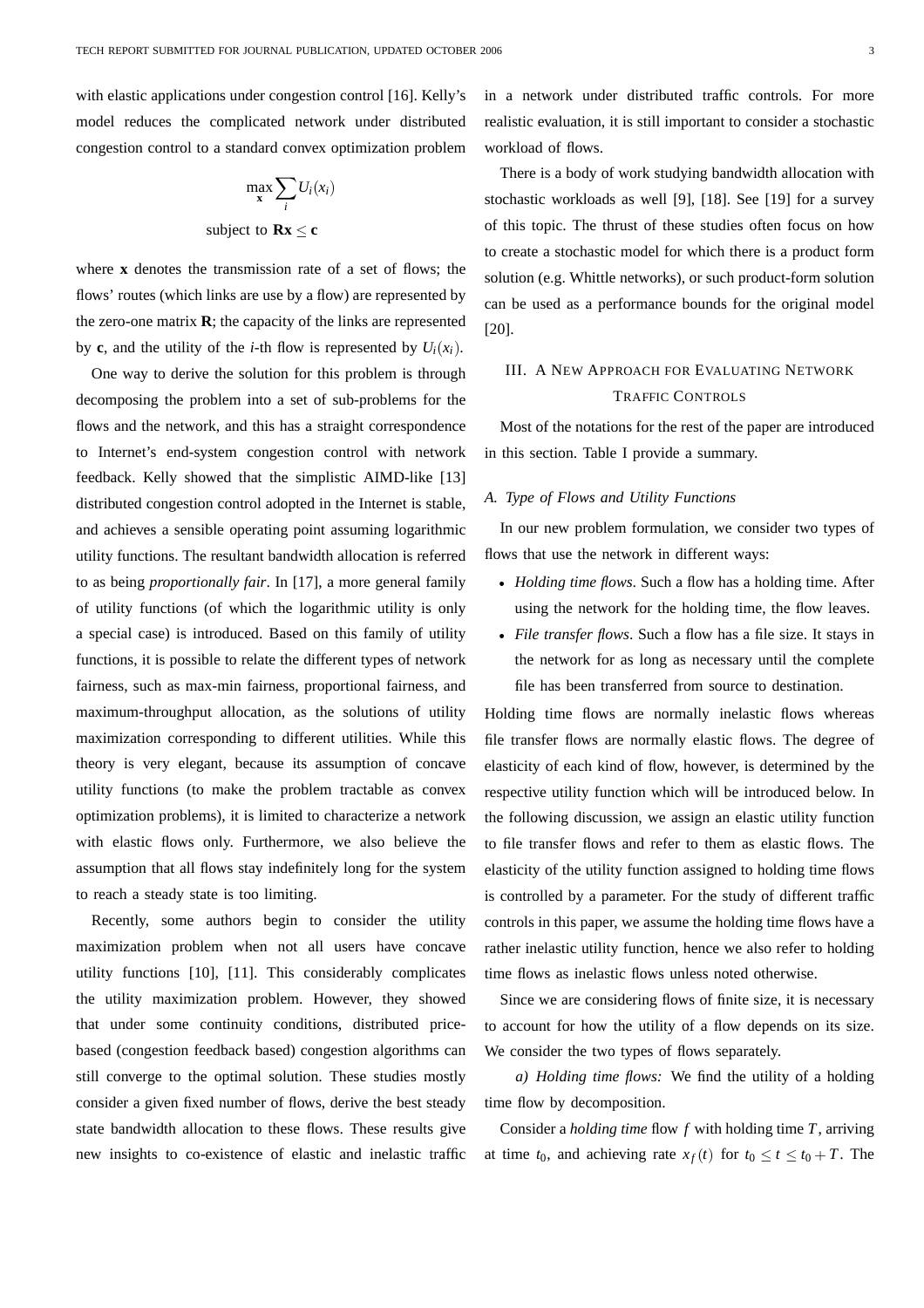with elastic applications under congestion control [16]. Kelly's model reduces the complicated network under distributed congestion control to a standard convex optimization problem

$$\max_{\mathbf{x}} \sum_i U_i(x_i)$$

$$\text{subject to } \mathbf{Rx} \leq \mathbf{c}$$

where $\mathbf{x}$ denotes the transmission rate of a set of flows; the flows' routes (which links are use by a flow) are represented by the zero-one matrix $\mathbf{R}$; the capacity of the links are represented by $\mathbf{c}$, and the utility of the $i$-th flow is represented by $U_i(x_i)$.

One way to derive the solution for this problem is through decomposing the problem into a set of sub-problems for the flows and the network, and this has a straight correspondence to Internet's end-system congestion control with network feedback. Kelly showed that the simplistic AIMD-like [13] distributed congestion control adopted in the Internet is stable, and achieves a sensible operating point assuming logarithmic utility functions. The resultant bandwidth allocation is referred to as being *proportionally fair*. In [17], a more general family of utility functions (of which the logarithmic utility is only a special case) is introduced. Based on this family of utility functions, it is possible to relate the different types of network fairness, such as max-min fairness, proportional fairness, and maximum-throughput allocation, as the solutions of utility maximization corresponding to different utilities. While this theory is very elegant, because its assumption of concave utility functions (to make the problem tractable as convex optimization problems), it is limited to characterize a network with elastic flows only. Furthermore, we also believe the assumption that all flows stay indefinitely long for the system to reach a steady state is too limiting.

Recently, some authors begin to consider the utility maximization problem when not all users have concave utility functions [10], [11]. This considerably complicates the utility maximization problem. However, they showed that under some continuity conditions, distributed price-based (congestion feedback based) congestion algorithms can still converge to the optimal solution. These studies mostly consider a given fixed number of flows, derive the best steady state bandwidth allocation to these flows. These results give new insights to co-existence of elastic and inelastic traffic in a network under distributed traffic controls. For more realistic evaluation, it is still important to consider a stochastic workload of flows.

There is a body of work studying bandwidth allocation with stochastic workloads as well [9], [18]. See [19] for a survey of this topic. The thrust of these studies often focus on how to create a stochastic model for which there is a product form solution (e.g. Whittle networks), or such product-form solution can be used as a performance bounds for the original model [20].

## III. A New Approach for Evaluating Network Traffic Controls

Most of the notations for the rest of the paper are introduced in this section. Table I provide a summary.

### A. Type of Flows and Utility Functions

In our new problem formulation, we consider two types of flows that use the network in different ways:

- *Holding time flows*. Such a flow has a holding time. After using the network for the holding time, the flow leaves.
- *File transfer flows*. Such a flow has a file size. It stays in the network for as long as necessary until the complete file has been transferred from source to destination.

Holding time flows are normally inelastic flows whereas file transfer flows are normally elastic flows. The degree of elasticity of each kind of flow, however, is determined by the respective utility function which will be introduced below. In the following discussion, we assign an elastic utility function to file transfer flows and refer to them as elastic flows. The elasticity of the utility function assigned to holding time flows is controlled by a parameter. For the study of different traffic controls in this paper, we assume the holding time flows have a rather inelastic utility function, hence we also refer to holding time flows as inelastic flows unless noted otherwise.

Since we are considering flows of finite size, it is necessary to account for how the utility of a flow depends on its size. We consider the two types of flows separately.

*a) Holding time flows:* We find the utility of a holding time flow by decomposition.

Consider a *holding time* flow $f$ with holding time $T$, arriving at time $t_0$, and achieving rate $x_f(t)$ for $t_0 \leq t \leq t_0 + T$. The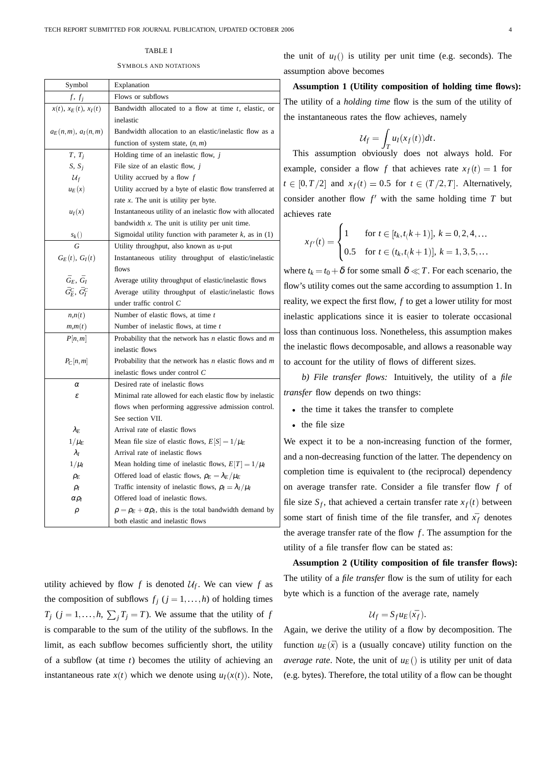TABLE I

SYMBOLS AND NOTATIONS

| Symbol | Explanation |
|---|---|
| $f$, $f_j$ | Flows or subflows |
| $x(t)$, $x_E(t)$, $x_I(t)$ | Bandwidth allocated to a flow at time $t$, elastic, or inelastic |
| $a_E(n,m)$, $a_I(n,m)$ | Bandwidth allocation to an elastic/inelastic flow as a function of system state, $(n,m)$ |
| $T$, $T_j$ | Holding time of an inelastic flow, $j$ |
| $S$, $S_j$ | File size of an elastic flow, $j$ |
| $\mathcal{U}_f$ | Utility accrued by a flow $f$ |
| $u_E(x)$ | Utility accrued by a byte of elastic flow transferred at rate $x$. The unit is utility per byte. |
| $u_I(x)$ | Instantaneous utility of an inelastic flow with allocated bandwidth $x$. The unit is utility per unit time. |
| $s_k()$ | Sigmoidal utility function with parameter $k$, as in (1) |
| $G$ | Utility throughput, also known as u-put |
| $G_E(t)$, $G_I(t)$ | Instantaneous utility throughput of elastic/inelastic flows |
| $\bar{G}_E$, $\bar{G}_I$ | Average utility throughput of elastic/inelastic flows |
| $\bar{G}_E^C$, $\bar{G}_I^C$ | Average utility throughput of elastic/inelastic flows under traffic control $C$ |
| $n$,$n(t)$ | Number of elastic flows, at time $t$ |
| $m$,$m(t)$ | Number of inelastic flows, at time $t$ |
| $P[n,m]$ | Probability that the network has $n$ elastic flows and $m$ inelastic flows |
| $P_C[n,m]$ | Probability that the network has $n$ elastic flows and $m$ inelastic flows under control $C$ |
| $\alpha$ | Desired rate of inelastic flows |
| $\varepsilon$ | Minimal rate allowed for each elastic flow by inelastic flows when performing aggressive admission control. See section VII. |
| $\lambda_E$ | Arrival rate of elastic flows |
| $1/\mu_E$ | Mean file size of elastic flows, $E[S] = 1/\mu_E$ |
| $\lambda_I$ | Arrival rate of inelastic flows |
| $1/\mu_I$ | Mean holding time of inelastic flows, $E[T] = 1/\mu_I$ |
| $\rho_E$ | Offered load of elastic flows, $\rho_E = \lambda_E/\mu_E$ |
| $\rho_I$ | Traffic intensity of inelastic flows, $\rho_I = \lambda_I/\mu_I$ |
| $\alpha\rho_I$ | Offered load of inelastic flows. |
| $\rho$ | $\rho = \rho_E + \alpha\rho_I$, this is the total bandwidth demand by both elastic and inelastic flows |

utility achieved by flow $f$ is denoted $\mathcal{U}_f$. We can view $f$ as the composition of subflows $f_j$ ($j = 1,\ldots,h$) of holding times $T_j$ ($j = 1,\ldots,h$, $\sum_j T_j = T$). We assume that the utility of $f$ is comparable to the sum of the utility of the subflows. In the limit, as each subflow becomes sufficiently short, the utility of a subflow (at time $t$) becomes the utility of achieving an instantaneous rate $x(t)$ which we denote using $u_I(x(t))$. Note, the unit of $u_I()$ is utility per unit time (e.g. seconds). The assumption above becomes

**Assumption 1 (Utility composition of holding time flows):** The utility of a *holding time* flow is the sum of the utility of the instantaneous rates the flow achieves, namely

$$\mathcal{U}_f = \int_T u_I(x_f(t))dt.$$

This assumption obviously does not always hold. For example, consider a flow $f$ that achieves rate $x_f(t) = 1$ for $t \in [0, T/2]$ and $x_f(t) = 0.5$ for $t \in (T/2, T]$. Alternatively, consider another flow $f'$ with the same holding time $T$ but achieves rate

$$x_{f'}(t) = \begin{cases} 1 & \text{for } t \in [t_k, t_(k+1)],\ k = 0,2,4,\ldots \\ 0.5 & \text{for } t \in (t_k, t_(k+1)],\ k = 1,3,5,\ldots \end{cases}$$

where $t_k = t_0 + \delta$ for some small $\delta \ll T$. For each scenario, the flow's utility comes out the same according to assumption 1. In reality, we expect the first flow, $f$ to get a lower utility for most inelastic applications since it is easier to tolerate occasional loss than continuous loss. Nonetheless, this assumption makes the inelastic flows decomposable, and allows a reasonable way to account for the utility of flows of different sizes.

*b) File transfer flows:* Intuitively, the utility of a *file transfer* flow depends on two things:

- the time it takes the transfer to complete
- the file size

We expect it to be a non-increasing function of the former, and a non-decreasing function of the latter. The dependency on completion time is equivalent to (the reciprocal) dependency on average transfer rate. Consider a file transfer flow $f$ of file size $S_f$, that achieved a certain transfer rate $x_f(t)$ between some start of finish time of the file transfer, and $\bar{x_f}$ denotes the average transfer rate of the flow $f$. The assumption for the utility of a file transfer flow can be stated as:

**Assumption 2 (Utility composition of file transfer flows):** The utility of a *file transfer* flow is the sum of utility for each byte which is a function of the average rate, namely

$$\mathcal{U}_f = S_f u_E(\bar{x_f}).$$

Again, we derive the utility of a flow by decomposition. The function $u_E(\bar{x})$ is a (usually concave) utility function on the *average rate*. Note, the unit of $u_E()$ is utility per unit of data (e.g. bytes). Therefore, the total utility of a flow can be thought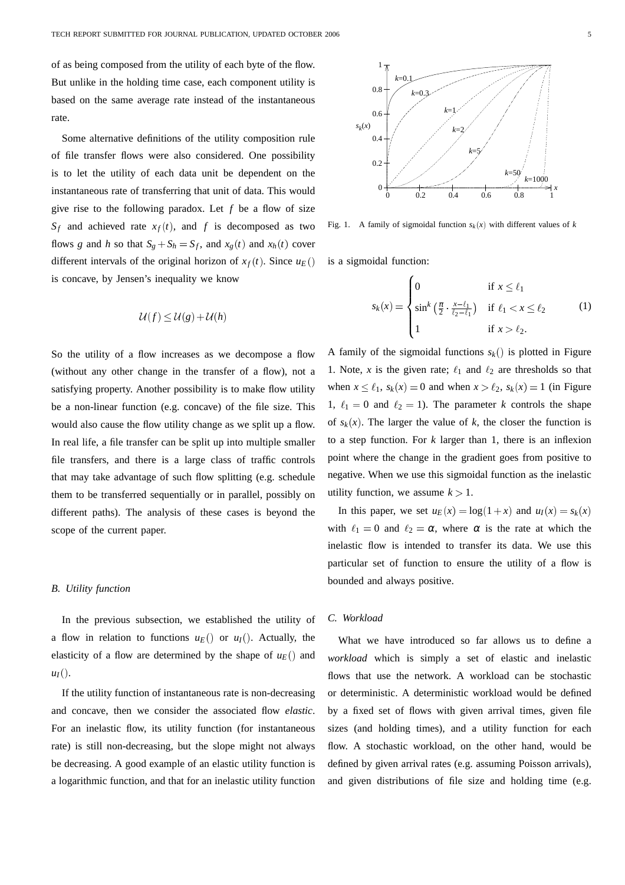of as being composed from the utility of each byte of the flow. But unlike in the holding time case, each component utility is based on the same average rate instead of the instantaneous rate.

Some alternative definitions of the utility composition rule of file transfer flows were also considered. One possibility is to let the utility of each data unit be dependent on the instantaneous rate of transferring that unit of data. This would give rise to the following paradox. Let $f$ be a flow of size $S_f$ and achieved rate $x_f(t)$, and $f$ is decomposed as two flows $g$ and $h$ so that $S_g + S_h = S_f$, and $x_g(t)$ and $x_h(t)$ cover different intervals of the original horizon of $x_f(t)$. Since $u_E()$ is concave, by Jensen's inequality we know

$$\mathcal{U}(f) \leq \mathcal{U}(g) + \mathcal{U}(h)$$

So the utility of a flow increases as we decompose a flow (without any other change in the transfer of a flow), not a satisfying property. Another possibility is to make flow utility be a non-linear function (e.g. concave) of the file size. This would also cause the flow utility change as we split up a flow. In real life, a file transfer can be split up into multiple smaller file transfers, and there is a large class of traffic controls that may take advantage of such flow splitting (e.g. schedule them to be transferred sequentially or in parallel, possibly on different paths). The analysis of these cases is beyond the scope of the current paper.

### B. Utility function

In the previous subsection, we established the utility of a flow in relation to functions $u_E()$ or $u_I()$. Actually, the elasticity of a flow are determined by the shape of $u_E()$ and $u_I()$.

If the utility function of instantaneous rate is non-decreasing and concave, then we consider the associated flow *elastic*. For an inelastic flow, its utility function (for instantaneous rate) is still non-decreasing, but the slope might not always be decreasing. A good example of an elastic utility function is a logarithmic function, and that for an inelastic utility function is a sigmoidal function:

$$s_k(x) = \begin{cases} 0 & \text{if } x \leq \ell_1 \\ \sin^k\left(\frac{\pi}{2} \cdot \frac{x-\ell_1}{\ell_2-\ell_1}\right) & \text{if } \ell_1 < x \leq \ell_2 \\ 1 & \text{if } x > \ell_2. \end{cases} \quad (1)$$

Fig. 1. A family of sigmoidal function $s_k(x)$ with different values of $k$

A family of the sigmoidal functions $s_k()$ is plotted in Figure 1. Note, $x$ is the given rate; $\ell_1$ and $\ell_2$ are thresholds so that when $x \leq \ell_1$, $s_k(x) = 0$ and when $x > \ell_2$, $s_k(x) = 1$ (in Figure 1, $\ell_1 = 0$ and $\ell_2 = 1$). The parameter $k$ controls the shape of $s_k(x)$. The larger the value of $k$, the closer the function is to a step function. For $k$ larger than 1, there is an inflexion point where the change in the gradient goes from positive to negative. When we use this sigmoidal function as the inelastic utility function, we assume $k > 1$.

In this paper, we set $u_E(x) = \log(1+x)$ and $u_I(x) = s_k(x)$ with $\ell_1 = 0$ and $\ell_2 = \alpha$, where $\alpha$ is the rate at which the inelastic flow is intended to transfer its data. We use this particular set of function to ensure the utility of a flow is bounded and always positive.

### C. Workload

What we have introduced so far allows us to define a *workload* which is simply a set of elastic and inelastic flows that use the network. A workload can be stochastic or deterministic. A deterministic workload would be defined by a fixed set of flows with given arrival times, given file sizes (and holding times), and a utility function for each flow. A stochastic workload, on the other hand, would be defined by given arrival rates (e.g. assuming Poisson arrivals), and given distributions of file size and holding time (e.g.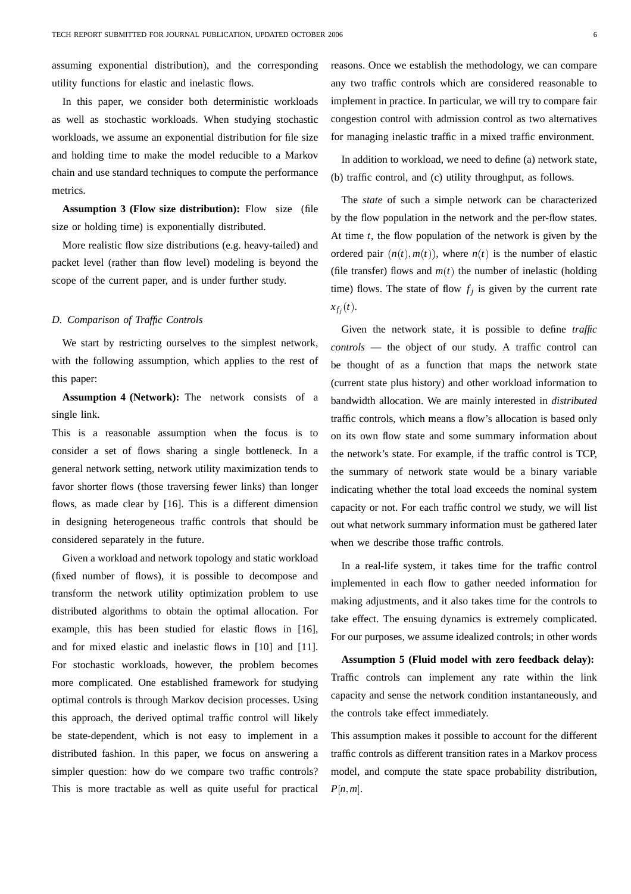assuming exponential distribution), and the corresponding utility functions for elastic and inelastic flows.

In this paper, we consider both deterministic workloads as well as stochastic workloads. When studying stochastic workloads, we assume an exponential distribution for file size and holding time to make the model reducible to a Markov chain and use standard techniques to compute the performance metrics.

**Assumption 3 (Flow size distribution):** Flow size (file size or holding time) is exponentially distributed.

More realistic flow size distributions (e.g. heavy-tailed) and packet level (rather than flow level) modeling is beyond the scope of the current paper, and is under further study.

### *D. Comparison of Traffic Controls*

We start by restricting ourselves to the simplest network, with the following assumption, which applies to the rest of this paper:

**Assumption 4 (Network):** The network consists of a single link.

This is a reasonable assumption when the focus is to consider a set of flows sharing a single bottleneck. In a general network setting, network utility maximization tends to favor shorter flows (those traversing fewer links) than longer flows, as made clear by [16]. This is a different dimension in designing heterogeneous traffic controls that should be considered separately in the future.

Given a workload and network topology and static workload (fixed number of flows), it is possible to decompose and transform the network utility optimization problem to use distributed algorithms to obtain the optimal allocation. For example, this has been studied for elastic flows in [16], and for mixed elastic and inelastic flows in [10] and [11]. For stochastic workloads, however, the problem becomes more complicated. One established framework for studying optimal controls is through Markov decision processes. Using this approach, the derived optimal traffic control will likely be state-dependent, which is not easy to implement in a distributed fashion. In this paper, we focus on answering a simpler question: how do we compare two traffic controls? This is more tractable as well as quite useful for practical reasons. Once we establish the methodology, we can compare any two traffic controls which are considered reasonable to implement in practice. In particular, we will try to compare fair congestion control with admission control as two alternatives for managing inelastic traffic in a mixed traffic environment.

In addition to workload, we need to define (a) network state, (b) traffic control, and (c) utility throughput, as follows.

The *state* of such a simple network can be characterized by the flow population in the network and the per-flow states. At time $t$, the flow population of the network is given by the ordered pair $(n(t), m(t))$, where $n(t)$ is the number of elastic (file transfer) flows and $m(t)$ the number of inelastic (holding time) flows. The state of flow $f_j$ is given by the current rate $x_{f_j}(t)$.

Given the network state, it is possible to define *traffic controls* — the object of our study. A traffic control can be thought of as a function that maps the network state (current state plus history) and other workload information to bandwidth allocation. We are mainly interested in *distributed* traffic controls, which means a flow's allocation is based only on its own flow state and some summary information about the network's state. For example, if the traffic control is TCP, the summary of network state would be a binary variable indicating whether the total load exceeds the nominal system capacity or not. For each traffic control we study, we will list out what network summary information must be gathered later when we describe those traffic controls.

In a real-life system, it takes time for the traffic control implemented in each flow to gather needed information for making adjustments, and it also takes time for the controls to take effect. The ensuing dynamics is extremely complicated. For our purposes, we assume idealized controls; in other words

**Assumption 5 (Fluid model with zero feedback delay):** Traffic controls can implement any rate within the link capacity and sense the network condition instantaneously, and the controls take effect immediately.

This assumption makes it possible to account for the different traffic controls as different transition rates in a Markov process model, and compute the state space probability distribution, $P[n,m]$.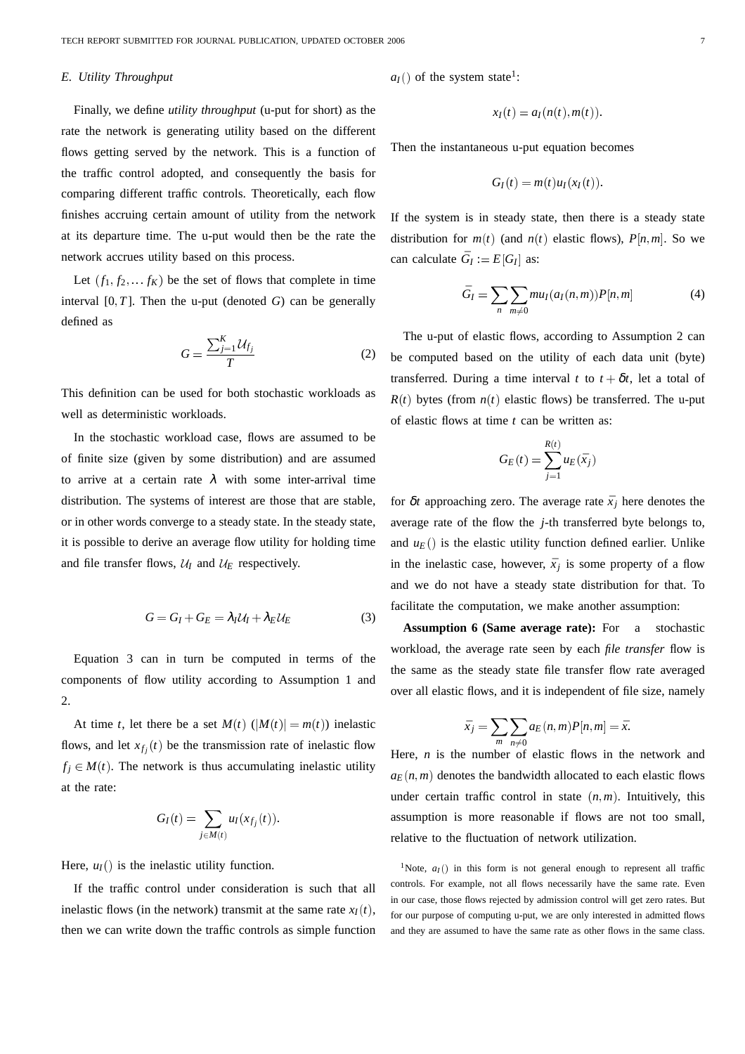### E. Utility Throughput

Finally, we define *utility throughput* (u-put for short) as the rate the network is generating utility based on the different flows getting served by the network. This is a function of the traffic control adopted, and consequently the basis for comparing different traffic controls. Theoretically, each flow finishes accruing certain amount of utility from the network at its departure time. The u-put would then be the rate the network accrues utility based on this process.

Let $(f_1, f_2, \dots f_K)$ be the set of flows that complete in time interval $[0, T]$. Then the u-put (denoted $G$) can be generally defined as

$$G = \frac{\sum_{j=1}^{K} \mathcal{U}_{f_j}}{T} \tag{2}$$

This definition can be used for both stochastic workloads as well as deterministic workloads.

In the stochastic workload case, flows are assumed to be of finite size (given by some distribution) and are assumed to arrive at a certain rate $\lambda$ with some inter-arrival time distribution. The systems of interest are those that are stable, or in other words converge to a steady state. In the steady state, it is possible to derive an average flow utility for holding time and file transfer flows, $\mathcal{U}_I$ and $\mathcal{U}_E$ respectively.

$$G = G_I + G_E = \lambda_I \mathcal{U}_I + \lambda_E \mathcal{U}_E \tag{3}$$

Equation 3 can in turn be computed in terms of the components of flow utility according to Assumption 1 and 2.

At time $t$, let there be a set $M(t)$ ($|M(t)| = m(t)$) inelastic flows, and let $x_{f_j}(t)$ be the transmission rate of inelastic flow $f_j \in M(t)$. The network is thus accumulating inelastic utility at the rate:

$$G_I(t) = \sum_{j \in M(t)} u_I(x_{f_j}(t)).$$

Here, $u_I()$ is the inelastic utility function.

If the traffic control under consideration is such that all inelastic flows (in the network) transmit at the same rate $x_I(t)$, then we can write down the traffic controls as simple function $a_I()$ of the system state[1]:

$$x_I(t) = a_I(n(t), m(t)).$$

Then the instantaneous u-put equation becomes

$$G_I(t) = m(t) u_I(x_I(t)).$$

If the system is in steady state, then there is a steady state distribution for $m(t)$ (and $n(t)$ elastic flows), $P[n,m]$. So we can calculate $\bar{G}_I := E[G_I]$ as:

$$\bar{G}_I = \sum_n \sum_{m \neq 0} m u_I(a_I(n,m)) P[n,m] \tag{4}$$

The u-put of elastic flows, according to Assumption 2 can be computed based on the utility of each data unit (byte) transferred. During a time interval $t$ to $t + \delta t$, let a total of $R(t)$ bytes (from $n(t)$ elastic flows) be transferred. The u-put of elastic flows at time $t$ can be written as:

$$G_E(t) = \sum_{j=1}^{R(t)} u_E(\bar{x}_j)$$

for $\delta t$ approaching zero. The average rate $\bar{x}_j$ here denotes the average rate of the flow the $j$-th transferred byte belongs to, and $u_E()$ is the elastic utility function defined earlier. Unlike in the inelastic case, however, $\bar{x}_j$ is some property of a flow and we do not have a steady state distribution for that. To facilitate the computation, we make another assumption:

**Assumption 6 (Same average rate):** For a stochastic workload, the average rate seen by each *file transfer* flow is the same as the steady state file transfer flow rate averaged over all elastic flows, and it is independent of file size, namely

$$\bar{x}_j = \sum_m \sum_{n \neq 0} a_E(n,m) P[n,m] = \bar{x}.$$

Here, $n$ is the number of elastic flows in the network and $a_E(n,m)$ denotes the bandwidth allocated to each elastic flows under certain traffic control in state $(n,m)$. Intuitively, this assumption is more reasonable if flows are not too small, relative to the fluctuation of network utilization.

[1]Note, $a_I()$ in this form is not general enough to represent all traffic controls. For example, not all flows necessarily have the same rate. Even in our case, those flows rejected by admission control will get zero rates. But for our purpose of computing u-put, we are only interested in admitted flows and they are assumed to have the same rate as other flows in the same class.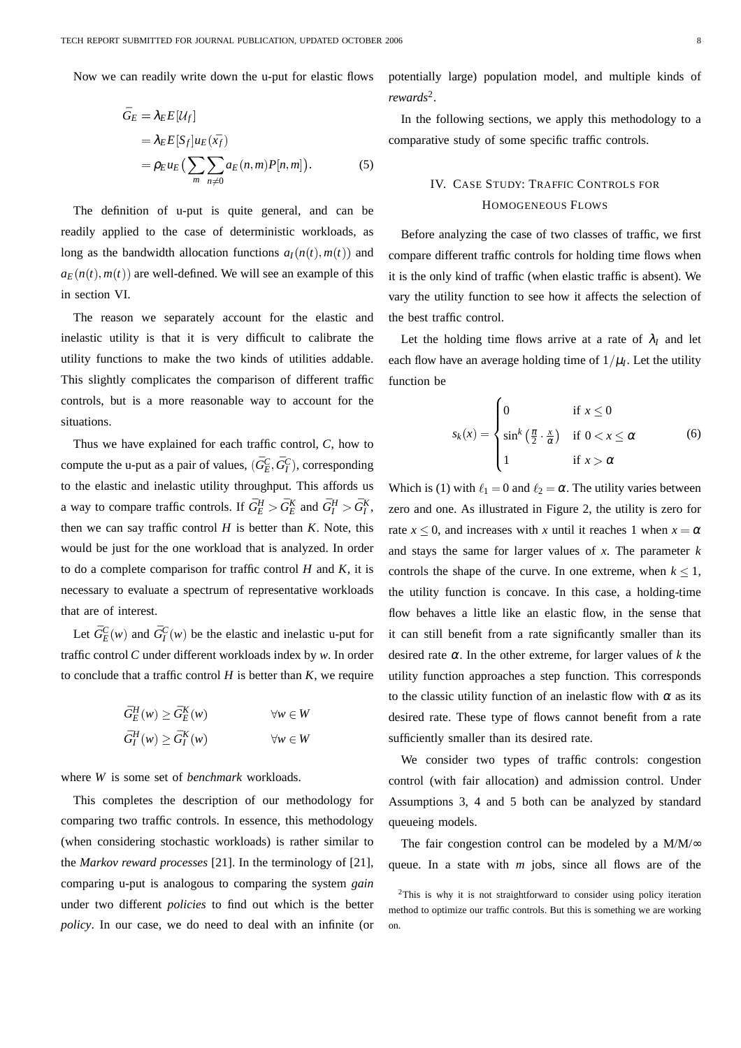Now we can readily write down the u-put for elastic flows

$$
\begin{aligned}
\bar{G_E} &= \lambda_E E[\mathcal{U}_f] \\
&= \lambda_E E[S_f] u_E(\bar{x_f}) \\
&= \rho_E u_E \big( \sum_m \sum_{n \neq 0} a_E(n,m) P[n,m] \big).
\end{aligned} \tag{5}
$$

The definition of u-put is quite general, and can be readily applied to the case of deterministic workloads, as long as the bandwidth allocation functions $a_I(n(t),m(t))$ and $a_E(n(t),m(t))$ are well-defined. We will see an example of this in section VI.

The reason we separately account for the elastic and inelastic utility is that it is very difficult to calibrate the utility functions to make the two kinds of utilities addable. This slightly complicates the comparison of different traffic controls, but is a more reasonable way to account for the situations.

Thus we have explained for each traffic control, $C$, how to compute the u-put as a pair of values, $(\bar{G}_E^C, \bar{G}_I^C)$, corresponding to the elastic and inelastic utility throughput. This affords us a way to compare traffic controls. If $\bar{G}_E^H > \bar{G}_E^K$ and $\bar{G}_I^H > \bar{G}_I^K$, then we can say traffic control $H$ is better than $K$. Note, this would be just for the one workload that is analyzed. In order to do a complete comparison for traffic control $H$ and $K$, it is necessary to evaluate a spectrum of representative workloads that are of interest.

Let $\bar{G}_E^C(w)$ and $\bar{G}_I^C(w)$ be the elastic and inelastic u-put for traffic control $C$ under different workloads index by $w$. In order to conclude that a traffic control $H$ is better than $K$, we require

$$
\begin{aligned}
\bar{G}_E^H(w) &\geq \bar{G}_E^K(w) & \forall w \in W \\
\bar{G}_I^H(w) &\geq \bar{G}_I^K(w) & \forall w \in W
\end{aligned}
$$

where $W$ is some set of *benchmark* workloads.

This completes the description of our methodology for comparing two traffic controls. In essence, this methodology (when considering stochastic workloads) is rather similar to the *Markov reward processes* [21]. In the terminology of [21], comparing u-put is analogous to comparing the system *gain* under two different *policies* to find out which is the better *policy*. In our case, we do need to deal with an infinite (or potentially large) population model, and multiple kinds of *rewards*[2].

In the following sections, we apply this methodology to a comparative study of some specific traffic controls.

## IV. Case Study: Traffic Controls for Homogeneous Flows

Before analyzing the case of two classes of traffic, we first compare different traffic controls for holding time flows when it is the only kind of traffic (when elastic traffic is absent). We vary the utility function to see how it affects the selection of the best traffic control.

Let the holding time flows arrive at a rate of $\lambda_I$ and let each flow have an average holding time of $1/\mu_I$. Let the utility function be

$$
s_k(x) = \begin{cases} 0 & \text{if } x \leq 0 \\ \sin^k\left(\frac{\pi}{2} \cdot \frac{x}{\alpha}\right) & \text{if } 0 < x \leq \alpha \\ 1 & \text{if } x > \alpha \end{cases} \tag{6}
$$

Which is (1) with $\ell_1 = 0$ and $\ell_2 = \alpha$. The utility varies between zero and one. As illustrated in Figure 2, the utility is zero for rate $x \leq 0$, and increases with $x$ until it reaches 1 when $x = \alpha$ and stays the same for larger values of $x$. The parameter $k$ controls the shape of the curve. In one extreme, when $k \leq 1$, the utility function is concave. In this case, a holding-time flow behaves a little like an elastic flow, in the sense that it can still benefit from a rate significantly smaller than its desired rate $\alpha$. In the other extreme, for larger values of $k$ the utility function approaches a step function. This corresponds to the classic utility function of an inelastic flow with $\alpha$ as its desired rate. These type of flows cannot benefit from a rate sufficiently smaller than its desired rate.

We consider two types of traffic controls: congestion control (with fair allocation) and admission control. Under Assumptions 3, 4 and 5 both can be analyzed by standard queueing models.

The fair congestion control can be modeled by a M/M/$\infty$ queue. In a state with $m$ jobs, since all flows are of the

[2] This is why it is not straightforward to consider using policy iteration method to optimize our traffic controls. But this is something we are working on.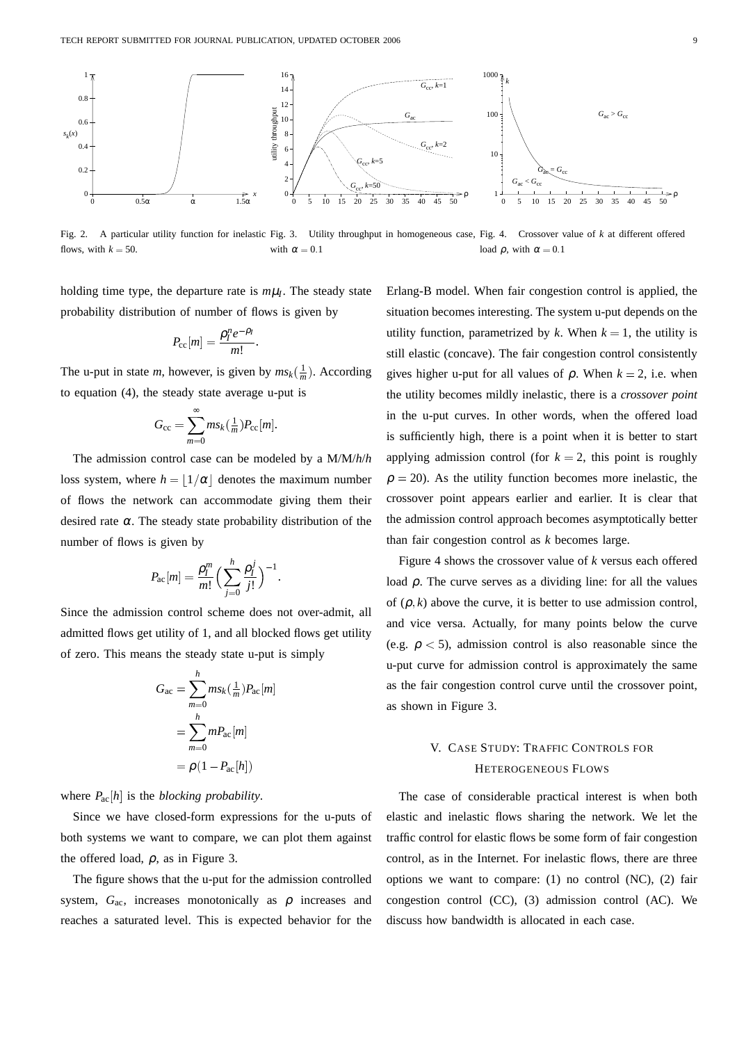Fig. 2. A particular utility function for inelastic flows, with $k = 50$.

Fig. 3. Utility throughput in homogeneous case, with $\alpha = 0.1$

Fig. 4. Crossover value of $k$ at different offered load $\rho$, with $\alpha = 0.1$

holding time type, the departure rate is $m\mu_I$. The steady state probability distribution of number of flows is given by

$$P_{\rm cc}[m] = \frac{\rho_I^n e^{-\rho_I}}{m!}.$$

The u-put in state $m$, however, is given by $ms_k(\frac{1}{m})$. According to equation (4), the steady state average u-put is

$$G_{\rm cc} = \sum_{m=0}^{\infty} ms_k(\tfrac{1}{m})P_{\rm cc}[m].$$

The admission control case can be modeled by a M/M/$h$/$h$ loss system, where $h = \lfloor 1/\alpha \rfloor$ denotes the maximum number of flows the network can accommodate giving them their desired rate $\alpha$. The steady state probability distribution of the number of flows is given by

$$P_{\rm ac}[m] = \frac{\rho_I^m}{m!}\Big(\sum_{j=0}^{h}\frac{\rho_I^j}{j!}\Big)^{-1}.$$

Since the admission control scheme does not over-admit, all admitted flows get utility of 1, and all blocked flows get utility of zero. This means the steady state u-put is simply

$$\begin{aligned} G_{\rm ac} &= \sum_{m=0}^{h} ms_k(\tfrac{1}{m})P_{\rm ac}[m] \\ &= \sum_{m=0}^{h} mP_{\rm ac}[m] \\ &= \rho(1 - P_{\rm ac}[h]) \end{aligned}$$

where $P_{\rm ac}[h]$ is the *blocking probability*.

Since we have closed-form expressions for the u-puts of both systems we want to compare, we can plot them against the offered load, $\rho$, as in Figure 3.

The figure shows that the u-put for the admission controlled system, $G_{\rm ac}$, increases monotonically as $\rho$ increases and reaches a saturated level. This is expected behavior for the Erlang-B model. When fair congestion control is applied, the situation becomes interesting. The system u-put depends on the utility function, parametrized by $k$. When $k = 1$, the utility is still elastic (concave). The fair congestion control consistently gives higher u-put for all values of $\rho$. When $k = 2$, i.e. when the utility becomes mildly inelastic, there is a *crossover point* in the u-put curves. In other words, when the offered load is sufficiently high, there is a point when it is better to start applying admission control (for $k = 2$, this point is roughly $\rho = 20$). As the utility function becomes more inelastic, the crossover point appears earlier and earlier. It is clear that the admission control approach becomes asymptotically better than fair congestion control as $k$ becomes large.

Figure 4 shows the crossover value of $k$ versus each offered load $\rho$. The curve serves as a dividing line: for all the values of $(\rho, k)$ above the curve, it is better to use admission control, and vice versa. Actually, for many points below the curve (e.g. $\rho < 5$), admission control is also reasonable since the u-put curve for admission control is approximately the same as the fair congestion control curve until the crossover point, as shown in Figure 3.

## V. Case Study: Traffic Controls for Heterogeneous Flows

The case of considerable practical interest is when both elastic and inelastic flows sharing the network. We let the traffic control for elastic flows be some form of fair congestion control, as in the Internet. For inelastic flows, there are three options we want to compare: (1) no control (NC), (2) fair congestion control (CC), (3) admission control (AC). We discuss how bandwidth is allocated in each case.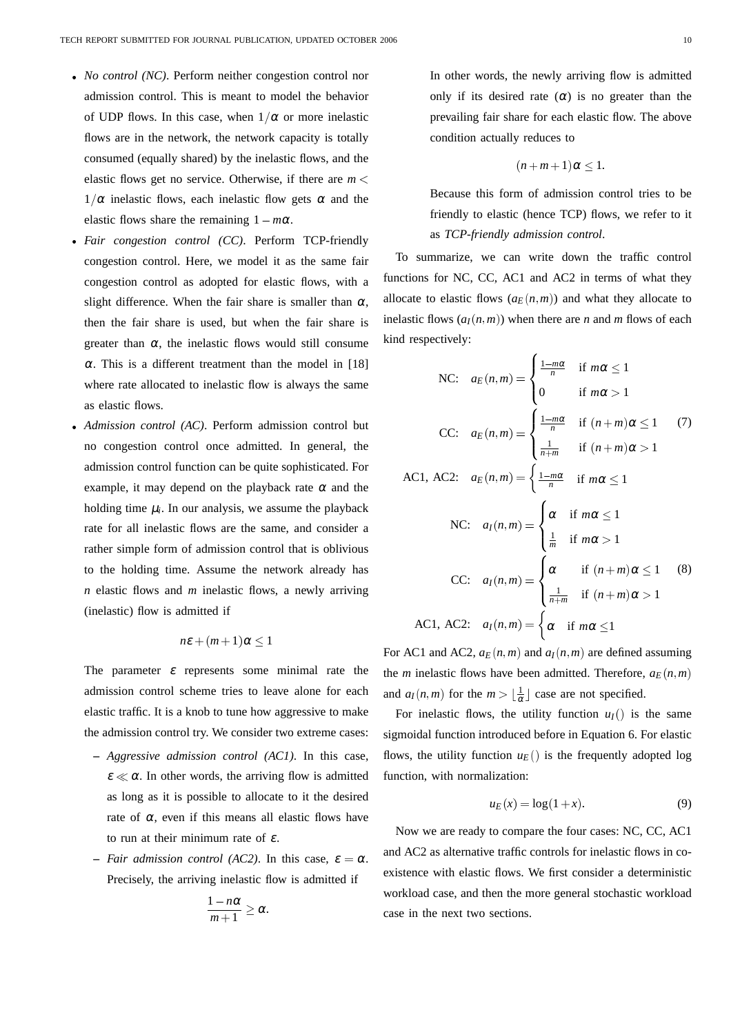- *No control (NC)*. Perform neither congestion control nor admission control. This is meant to model the behavior of UDP flows. In this case, when $1/\alpha$ or more inelastic flows are in the network, the network capacity is totally consumed (equally shared) by the inelastic flows, and the elastic flows get no service. Otherwise, if there are $m < 1/\alpha$ inelastic flows, each inelastic flow gets $\alpha$ and the elastic flows share the remaining $1 - m\alpha$.
- *Fair congestion control (CC)*. Perform TCP-friendly congestion control. Here, we model it as the same fair congestion control as adopted for elastic flows, with a slight difference. When the fair share is smaller than $\alpha$, then the fair share is used, but when the fair share is greater than $\alpha$, the inelastic flows would still consume $\alpha$. This is a different treatment than the model in [18] where rate allocated to inelastic flow is always the same as elastic flows.
- *Admission control (AC)*. Perform admission control but no congestion control once admitted. In general, the admission control function can be quite sophisticated. For example, it may depend on the playback rate $\alpha$ and the holding time $\mu_i$. In our analysis, we assume the playback rate for all inelastic flows are the same, and consider a rather simple form of admission control that is oblivious to the holding time. Assume the network already has $n$ elastic flows and $m$ inelastic flows, a newly arriving (inelastic) flow is admitted if

$$n\varepsilon + (m+1)\alpha \leq 1$$

The parameter $\varepsilon$ represents some minimal rate the admission control scheme tries to leave alone for each elastic traffic. It is a knob to tune how aggressive to make the admission control try. We consider two extreme cases:

  - *Aggressive admission control (AC1)*. In this case, $\varepsilon \ll \alpha$. In other words, the arriving flow is admitted as long as it is possible to allocate to it the desired rate of $\alpha$, even if this means all elastic flows have to run at their minimum rate of $\varepsilon$.
  - *Fair admission control (AC2)*. In this case, $\varepsilon = \alpha$. Precisely, the arriving inelastic flow is admitted if

$$\frac{1 - n\alpha}{m+1} \geq \alpha.$$

In other words, the newly arriving flow is admitted only if its desired rate ($\alpha$) is no greater than the prevailing fair share for each elastic flow. The above condition actually reduces to

$$(n+m+1)\alpha \leq 1.$$

Because this form of admission control tries to be friendly to elastic (hence TCP) flows, we refer to it as *TCP-friendly admission control*.

To summarize, we can write down the traffic control functions for NC, CC, AC1 and AC2 in terms of what they allocate to elastic flows ($a_E(n,m)$) and what they allocate to inelastic flows ($a_I(n,m)$) when there are $n$ and $m$ flows of each kind respectively:

$$\text{NC:} \quad a_E(n,m) = \begin{cases} \frac{1-m\alpha}{n} & \text{if } m\alpha \leq 1 \\ 0 & \text{if } m\alpha > 1 \end{cases}$$

$$\text{CC:} \quad a_E(n,m) = \begin{cases} \frac{1-m\alpha}{n} & \text{if } (n+m)\alpha \leq 1 \\ \frac{1}{n+m} & \text{if } (n+m)\alpha > 1 \end{cases} \tag{7}$$

$$\text{AC1, AC2:} \quad a_E(n,m) = \begin{cases} \frac{1-m\alpha}{n} & \text{if } m\alpha \leq 1 \end{cases}$$

$$\text{NC:} \quad a_I(n,m) = \begin{cases} \alpha & \text{if } m\alpha \leq 1 \\ \frac{1}{m} & \text{if } m\alpha > 1 \end{cases}$$

$$\text{CC:} \quad a_I(n,m) = \begin{cases} \alpha & \text{if } (n+m)\alpha \leq 1 \\ \frac{1}{n+m} & \text{if } (n+m)\alpha > 1 \end{cases} \tag{8}$$

$$\text{AC1, AC2:} \quad a_I(n,m) = \begin{cases} \alpha & \text{if } m\alpha \leq 1 \end{cases}$$

For AC1 and AC2, $a_E(n,m)$ and $a_I(n,m)$ are defined assuming the $m$ inelastic flows have been admitted. Therefore, $a_E(n,m)$ and $a_I(n,m)$ for the $m > \lfloor \frac{1}{\alpha} \rfloor$ case are not specified.

For inelastic flows, the utility function $u_I()$ is the same sigmoidal function introduced before in Equation 6. For elastic flows, the utility function $u_E()$ is the frequently adopted log function, with normalization:

$$u_E(x) = \log(1+x). \tag{9}$$

Now we are ready to compare the four cases: NC, CC, AC1 and AC2 as alternative traffic controls for inelastic flows in co-existence with elastic flows. We first consider a deterministic workload case, and then the more general stochastic workload case in the next two sections.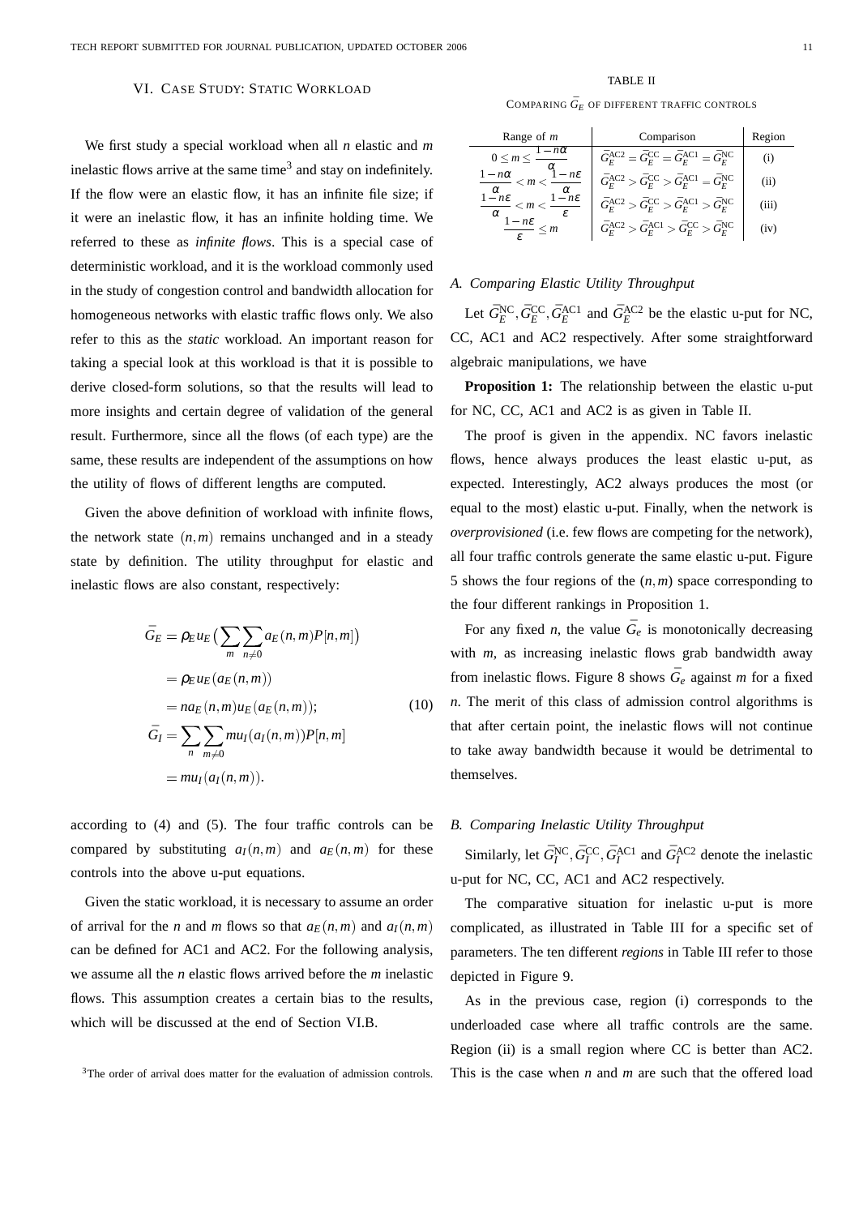## VI. Case Study: Static Workload

We first study a special workload when all $n$ elastic and $m$ inelastic flows arrive at the same time[3] and stay on indefinitely. If the flow were an elastic flow, it has an infinite file size; if it were an inelastic flow, it has an infinite holding time. We referred to these as *infinite flows*. This is a special case of deterministic workload, and it is the workload commonly used in the study of congestion control and bandwidth allocation for homogeneous networks with elastic traffic flows only. We also refer to this as the *static* workload. An important reason for taking a special look at this workload is that it is possible to derive closed-form solutions, so that the results will lead to more insights and certain degree of validation of the general result. Furthermore, since all the flows (of each type) are the same, these results are independent of the assumptions on how the utility of flows of different lengths are computed.

Given the above definition of workload with infinite flows, the network state $(n,m)$ remains unchanged and in a steady state by definition. The utility throughput for elastic and inelastic flows are also constant, respectively:

$$
\begin{aligned}
\bar{G}_E &= \rho_E u_E\big(\sum_m \sum_{n \neq 0} a_E(n,m) P[n,m]\big) \\
&= \rho_E u_E(a_E(n,m)) \\
&= n a_E(n,m) u_E(a_E(n,m)); \qquad (10) \\
\bar{G}_I &= \sum_n \sum_{m \neq 0} m u_I(a_I(n,m)) P[n,m] \\
&= m u_I(a_I(n,m)).
\end{aligned}
$$

according to (4) and (5). The four traffic controls can be compared by substituting $a_I(n,m)$ and $a_E(n,m)$ for these controls into the above u-put equations.

Given the static workload, it is necessary to assume an order of arrival for the $n$ and $m$ flows so that $a_E(n,m)$ and $a_I(n,m)$ can be defined for AC1 and AC2. For the following analysis, we assume all the $n$ elastic flows arrived before the $m$ inelastic flows. This assumption creates a certain bias to the results, which will be discussed at the end of Section VI.B.

[3]The order of arrival does matter for the evaluation of admission controls.

TABLE II

Comparing $\bar{G}_E$ of different traffic controls

| Range of $m$ | Comparison | Region |
|---|---|---|
| $0 \le m \le \frac{1-n\alpha}{\alpha}$ | $\bar{G}_E^{AC2} = \bar{G}_E^{CC} = \bar{G}_E^{AC1} = \bar{G}_E^{NC}$ | (i) |
| $\frac{1-n\alpha}{\alpha} < m < \frac{1-n\varepsilon}{\alpha}$ | $\bar{G}_E^{AC2} > \bar{G}_E^{CC} > \bar{G}_E^{AC1} = \bar{G}_E^{NC}$ | (ii) |
| $\frac{1-n\varepsilon}{\alpha} < m < \frac{1-n\varepsilon}{\varepsilon}$ | $\bar{G}_E^{AC2} > \bar{G}_E^{CC} > \bar{G}_E^{AC1} > \bar{G}_E^{NC}$ | (iii) |
| $\frac{1-n\varepsilon}{\varepsilon} \le m$ | $\bar{G}_E^{AC2} > \bar{G}_E^{AC1} > \bar{G}_E^{CC} > \bar{G}_E^{NC}$ | (iv) |

### A. Comparing Elastic Utility Throughput

Let $\bar{G}_E^{NC}, \bar{G}_E^{CC}, \bar{G}_E^{AC1}$ and $\bar{G}_E^{AC2}$ be the elastic u-put for NC, CC, AC1 and AC2 respectively. After some straightforward algebraic manipulations, we have

**Proposition 1:** The relationship between the elastic u-put for NC, CC, AC1 and AC2 is as given in Table II.

The proof is given in the appendix. NC favors inelastic flows, hence always produces the least elastic u-put, as expected. Interestingly, AC2 always produces the most (or equal to the most) elastic u-put. Finally, when the network is *overprovisioned* (i.e. few flows are competing for the network), all four traffic controls generate the same elastic u-put. Figure 5 shows the four regions of the $(n,m)$ space corresponding to the four different rankings in Proposition 1.

For any fixed $n$, the value $\bar{G}_e$ is monotonically decreasing with $m$, as increasing inelastic flows grab bandwidth away from inelastic flows. Figure 8 shows $\bar{G}_e$ against $m$ for a fixed $n$. The merit of this class of admission control algorithms is that after certain point, the inelastic flows will not continue to take away bandwidth because it would be detrimental to themselves.

### B. Comparing Inelastic Utility Throughput

Similarly, let $\bar{G}_I^{NC}, \bar{G}_I^{CC}, \bar{G}_I^{AC1}$ and $\bar{G}_I^{AC2}$ denote the inelastic u-put for NC, CC, AC1 and AC2 respectively.

The comparative situation for inelastic u-put is more complicated, as illustrated in Table III for a specific set of parameters. The ten different *regions* in Table III refer to those depicted in Figure 9.

As in the previous case, region (i) corresponds to the underloaded case where all traffic controls are the same. Region (ii) is a small region where CC is better than AC2. This is the case when $n$ and $m$ are such that the offered load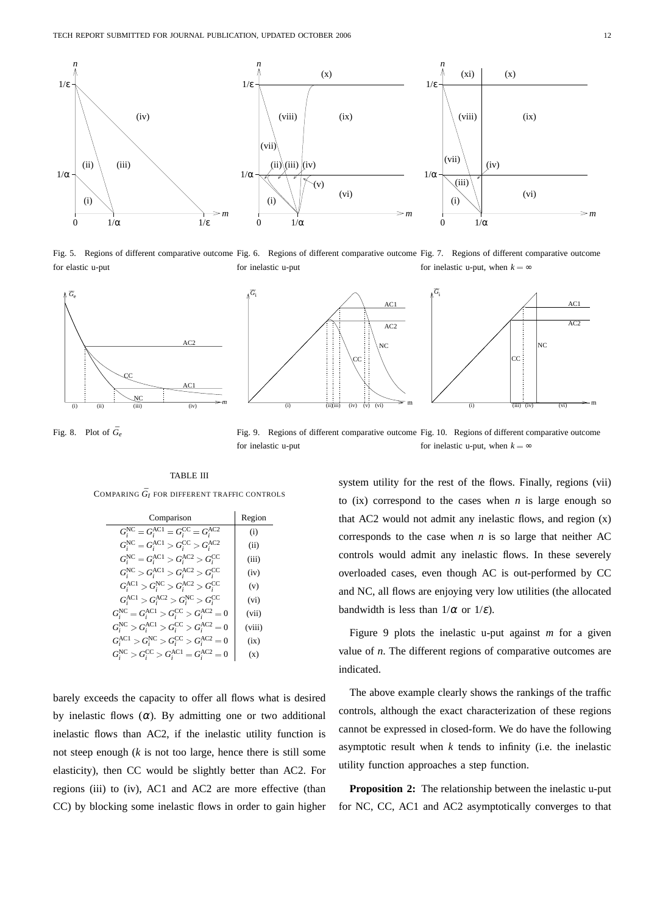Fig. 5. Regions of different comparative outcome for elastic u-put

Fig. 6. Regions of different comparative outcome for inelastic u-put

Fig. 7. Regions of different comparative outcome for inelastic u-put, when $k = \infty$

Fig. 8. Plot of $\bar{G}_e$

Fig. 9. Regions of different comparative outcome for inelastic u-put

Fig. 10. Regions of different comparative outcome for inelastic u-put, when $k = \infty$

TABLE III

COMPARING $\bar{G}_I$ FOR DIFFERENT TRAFFIC CONTROLS

| Comparison | Region |
|---|---|
| $G_i^{\text{NC}} = G_i^{\text{AC1}} = G_i^{\text{CC}} = G_i^{\text{AC2}}$ | (i) |
| $G_i^{\text{NC}} = G_i^{\text{AC1}} > G_i^{\text{CC}} > G_i^{\text{AC2}}$ | (ii) |
| $G_i^{\text{NC}} = G_i^{\text{AC1}} > G_i^{\text{AC2}} > G_i^{\text{CC}}$ | (iii) |
| $G_i^{\text{NC}} > G_i^{\text{AC1}} > G_i^{\text{AC2}} > G_i^{\text{CC}}$ | (iv) |
| $G_i^{\text{AC1}} > G_i^{\text{NC}} > G_i^{\text{AC2}} > G_i^{\text{CC}}$ | (v) |
| $G_i^{\text{AC1}} > G_i^{\text{AC2}} > G_i^{\text{NC}} > G_i^{\text{CC}}$ | (vi) |
| $G_i^{\text{NC}} = G_i^{\text{AC1}} > G_i^{\text{CC}} > G_i^{\text{AC2}} = 0$ | (vii) |
| $G_i^{\text{NC}} > G_i^{\text{AC1}} > G_i^{\text{CC}} > G_i^{\text{AC2}} = 0$ | (viii) |
| $G_i^{\text{AC1}} > G_i^{\text{NC}} > G_i^{\text{CC}} > G_i^{\text{AC2}} = 0$ | (ix) |
| $G_i^{\text{NC}} > G_i^{\text{CC}} > G_i^{\text{AC1}} = G_i^{\text{AC2}} = 0$ | (x) |

barely exceeds the capacity to offer all flows what is desired by inelastic flows ($\alpha$). By admitting one or two additional inelastic flows than AC2, if the inelastic utility function is not steep enough ($k$ is not too large, hence there is still some elasticity), then CC would be slightly better than AC2. For regions (iii) to (iv), AC1 and AC2 are more effective (than CC) by blocking some inelastic flows in order to gain higher system utility for the rest of the flows. Finally, regions (vii) to (ix) correspond to the cases when $n$ is large enough so that AC2 would not admit any inelastic flows, and region (x) corresponds to the case when $n$ is so large that neither AC controls would admit any inelastic flows. In these severely overloaded cases, even though AC is out-performed by CC and NC, all flows are enjoying very low utilities (the allocated bandwidth is less than $1/\alpha$ or $1/\varepsilon$).

Figure 9 plots the inelastic u-put against $m$ for a given value of $n$. The different regions of comparative outcomes are indicated.

The above example clearly shows the rankings of the traffic controls, although the exact characterization of these regions cannot be expressed in closed-form. We do have the following asymptotic result when $k$ tends to infinity (i.e. the inelastic utility function approaches a step function.

**Proposition 2:** The relationship between the inelastic u-put for NC, CC, AC1 and AC2 asymptotically converges to that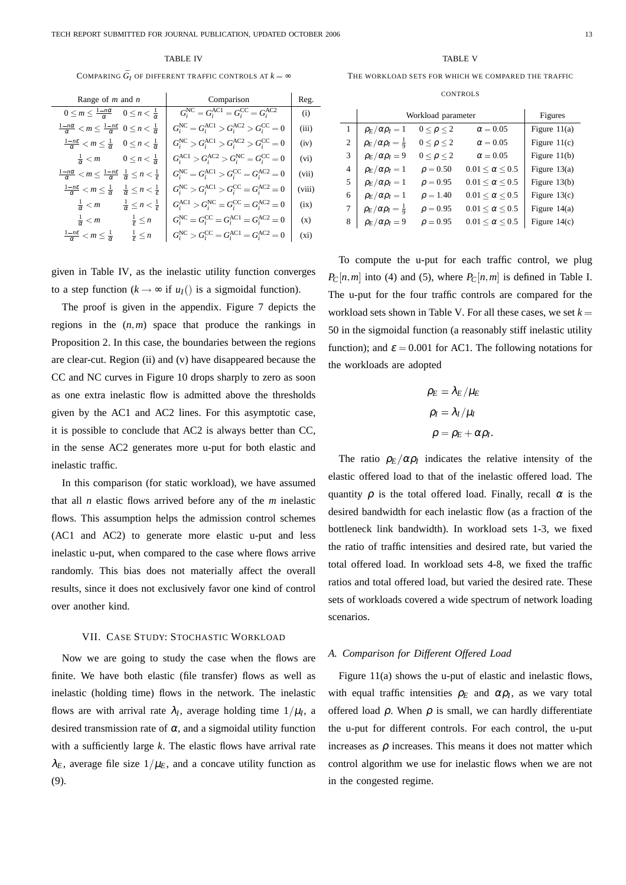TABLE IV

COMPARING $\bar{G}_I$ OF DIFFERENT TRAFFIC CONTROLS AT $k = \infty$

| Range of $m$ and $n$ | | Comparison | Reg. |
|---|---|---|---|
| $0 \le m \le \frac{1-n\alpha}{\alpha}$ | $0 \le n < \frac{1}{\alpha}$ | $G_i^{\rm NC} = G_i^{\rm AC1} = G_i^{\rm CC} = G_i^{\rm AC2}$ | (i) |
| $\frac{1-n\alpha}{\alpha} < m \le \frac{1-n\varepsilon}{\alpha}$ | $0 \le n < \frac{1}{\alpha}$ | $G_i^{\rm NC} = G_i^{\rm AC1} > G_i^{\rm AC2} > G_i^{\rm CC} = 0$ | (iii) |
| $\frac{1-n\varepsilon}{\alpha} < m \le \frac{1}{\alpha}$ | $0 \le n < \frac{1}{\alpha}$ | $G_i^{\rm NC} > G_i^{\rm AC1} > G_i^{\rm AC2} > G_i^{\rm CC} = 0$ | (iv) |
| $\frac{1}{\alpha} < m$ | $0 \le n < \frac{1}{\alpha}$ | $G_i^{\rm AC1} > G_i^{\rm AC2} > G_i^{\rm NC} = G_i^{\rm CC} = 0$ | (vi) |
| $\frac{1-n\alpha}{\alpha} < m \le \frac{1-n\varepsilon}{\alpha}$ | $\frac{1}{\alpha} \le n < \frac{1}{\varepsilon}$ | $G_i^{\rm NC} = G_i^{\rm AC1} > G_i^{\rm CC} = G_i^{\rm AC2} = 0$ | (vii) |
| $\frac{1-n\varepsilon}{\alpha} < m \le \frac{1}{\alpha}$ | $\frac{1}{\alpha} \le n < \frac{1}{\varepsilon}$ | $G_i^{\rm NC} > G_i^{\rm AC1} > G_i^{\rm CC} = G_i^{\rm AC2} = 0$ | (viii) |
| $\frac{1}{\alpha} < m$ | $\frac{1}{\alpha} \le n < \frac{1}{\varepsilon}$ | $G_i^{\rm AC1} > G_i^{\rm NC} = G_i^{\rm CC} = G_i^{\rm AC2} = 0$ | (ix) |
| $\frac{1}{\alpha} < m$ | $\frac{1}{\varepsilon} \le n$ | $G_i^{\rm NC} = G_i^{\rm CC} = G_i^{\rm AC1} = G_i^{\rm AC2} = 0$ | (x) |
| $\frac{1-n\varepsilon}{\alpha} < m \le \frac{1}{\alpha}$ | $\frac{1}{\varepsilon} \le n$ | $G_i^{\rm NC} > G_i^{\rm CC} = G_i^{\rm AC1} = G_i^{\rm AC2} = 0$ | (xi) |

given in Table IV, as the inelastic utility function converges to a step function ($k \to \infty$ if $u_I()$ is a sigmoidal function).

The proof is given in the appendix. Figure 7 depicts the regions in the $(n,m)$ space that produce the rankings in Proposition 2. In this case, the boundaries between the regions are clear-cut. Region (ii) and (v) have disappeared because the CC and NC curves in Figure 10 drops sharply to zero as soon as one extra inelastic flow is admitted above the thresholds given by the AC1 and AC2 lines. For this asymptotic case, it is possible to conclude that AC2 is always better than CC, in the sense AC2 generates more u-put for both elastic and inelastic traffic.

In this comparison (for static workload), we have assumed that all $n$ elastic flows arrived before any of the $m$ inelastic flows. This assumption helps the admission control schemes (AC1 and AC2) to generate more elastic u-put and less inelastic u-put, when compared to the case where flows arrive randomly. This bias does not materially affect the overall results, since it does not exclusively favor one kind of control over another kind.

## VII. Case Study: Stochastic Workload

Now we are going to study the case when the flows are finite. We have both elastic (file transfer) flows as well as inelastic (holding time) flows in the network. The inelastic flows are with arrival rate $\lambda_I$, average holding time $1/\mu_I$, a desired transmission rate of $\alpha$, and a sigmoidal utility function with a sufficiently large $k$. The elastic flows have arrival rate $\lambda_E$, average file size $1/\mu_E$, and a concave utility function as (9).

TABLE V

THE WORKLOAD SETS FOR WHICH WE COMPARED THE TRAFFIC CONTROLS

| | Workload parameter | | | Figures |
|---|---|---|---|---|
| 1 | $\rho_E/\alpha\rho_I = 1$ | $0 \le \rho \le 2$ | $\alpha = 0.05$ | Figure 11(a) |
| 2 | $\rho_E/\alpha\rho_I = \frac{1}{9}$ | $0 \le \rho \le 2$ | $\alpha = 0.05$ | Figure 11(c) |
| 3 | $\rho_E/\alpha\rho_I = 9$ | $0 \le \rho \le 2$ | $\alpha = 0.05$ | Figure 11(b) |
| 4 | $\rho_E/\alpha\rho_I = 1$ | $\rho = 0.50$ | $0.01 \le \alpha \le 0.5$ | Figure 13(a) |
| 5 | $\rho_E/\alpha\rho_I = 1$ | $\rho = 0.95$ | $0.01 \le \alpha \le 0.5$ | Figure 13(b) |
| 6 | $\rho_E/\alpha\rho_I = 1$ | $\rho = 1.40$ | $0.01 \le \alpha \le 0.5$ | Figure 13(c) |
| 7 | $\rho_E/\alpha\rho_I = \frac{1}{9}$ | $\rho = 0.95$ | $0.01 \le \alpha \le 0.5$ | Figure 14(a) |
| 8 | $\rho_E/\alpha\rho_I = 9$ | $\rho = 0.95$ | $0.01 \le \alpha \le 0.5$ | Figure 14(c) |

To compute the u-put for each traffic control, we plug $P_C[n,m]$ into (4) and (5), where $P_C[n,m]$ is defined in Table I. The u-put for the four traffic controls are compared for the workload sets shown in Table V. For all these cases, we set $k = 50$ in the sigmoidal function (a reasonably stiff inelastic utility function); and $\varepsilon = 0.001$ for AC1. The following notations for the workloads are adopted

$$\rho_E = \lambda_E/\mu_E$$
$$\rho_I = \lambda_I/\mu_I$$
$$\rho = \rho_E + \alpha\rho_I.$$

The ratio $\rho_E/\alpha\rho_I$ indicates the relative intensity of the elastic offered load to that of the inelastic offered load. The quantity $\rho$ is the total offered load. Finally, recall $\alpha$ is the desired bandwidth for each inelastic flow (as a fraction of the bottleneck link bandwidth). In workload sets 1-3, we fixed the ratio of traffic intensities and desired rate, but varied the total offered load. In workload sets 4-8, we fixed the traffic ratios and total offered load, but varied the desired rate. These sets of workloads covered a wide spectrum of network loading scenarios.

### A. Comparison for Different Offered Load

Figure 11(a) shows the u-put of elastic and inelastic flows, with equal traffic intensities $\rho_E$ and $\alpha\rho_I$, as we vary total offered load $\rho$. When $\rho$ is small, we can hardly differentiate the u-put for different controls. For each control, the u-put increases as $\rho$ increases. This means it does not matter which control algorithm we use for inelastic flows when we are not in the congested regime.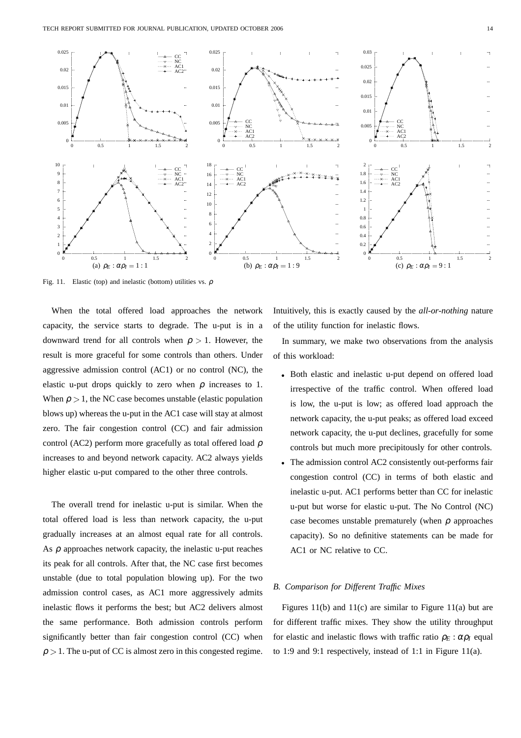Fig. 11. Elastic (top) and inelastic (bottom) utilities vs. $\rho$

(a) $\rho_E : \alpha\rho_I = 1:1$ (b) $\rho_E : \alpha\rho_I = 1:9$ (c) $\rho_E : \alpha\rho_I = 9:1$

When the total offered load approaches the network capacity, the service starts to degrade. The u-put is in a downward trend for all controls when $\rho > 1$. However, the result is more graceful for some controls than others. Under aggressive admission control (AC1) or no control (NC), the elastic u-put drops quickly to zero when $\rho$ increases to 1. When $\rho > 1$, the NC case becomes unstable (elastic population blows up) whereas the u-put in the AC1 case will stay at almost zero. The fair congestion control (CC) and fair admission control (AC2) perform more gracefully as total offered load $\rho$ increases to and beyond network capacity. AC2 always yields higher elastic u-put compared to the other three controls.

The overall trend for inelastic u-put is similar. When the total offered load is less than network capacity, the u-put gradually increases at an almost equal rate for all controls. As $\rho$ approaches network capacity, the inelastic u-put reaches its peak for all controls. After that, the NC case first becomes unstable (due to total population blowing up). For the two admission control cases, as AC1 more aggressively admits inelastic flows it performs the best; but AC2 delivers almost the same performance. Both admission controls perform significantly better than fair congestion control (CC) when $\rho > 1$. The u-put of CC is almost zero in this congested regime. Intuitively, this is exactly caused by the *all-or-nothing* nature of the utility function for inelastic flows.

In summary, we make two observations from the analysis of this workload:

- Both elastic and inelastic u-put depend on offered load irrespective of the traffic control. When offered load is low, the u-put is low; as offered load approach the network capacity, the u-put peaks; as offered load exceed network capacity, the u-put declines, gracefully for some controls but much more precipitously for other controls.
- The admission control AC2 consistently out-performs fair congestion control (CC) in terms of both elastic and inelastic u-put. AC1 performs better than CC for inelastic u-put but worse for elastic u-put. The No Control (NC) case becomes unstable prematurely (when $\rho$ approaches capacity). So no definitive statements can be made for AC1 or NC relative to CC.

### *B. Comparison for Different Traffic Mixes*

Figures 11(b) and 11(c) are similar to Figure 11(a) but are for different traffic mixes. They show the utility throughput for elastic and inelastic flows with traffic ratio $\rho_E : \alpha\rho_I$ equal to 1:9 and 9:1 respectively, instead of 1:1 in Figure 11(a).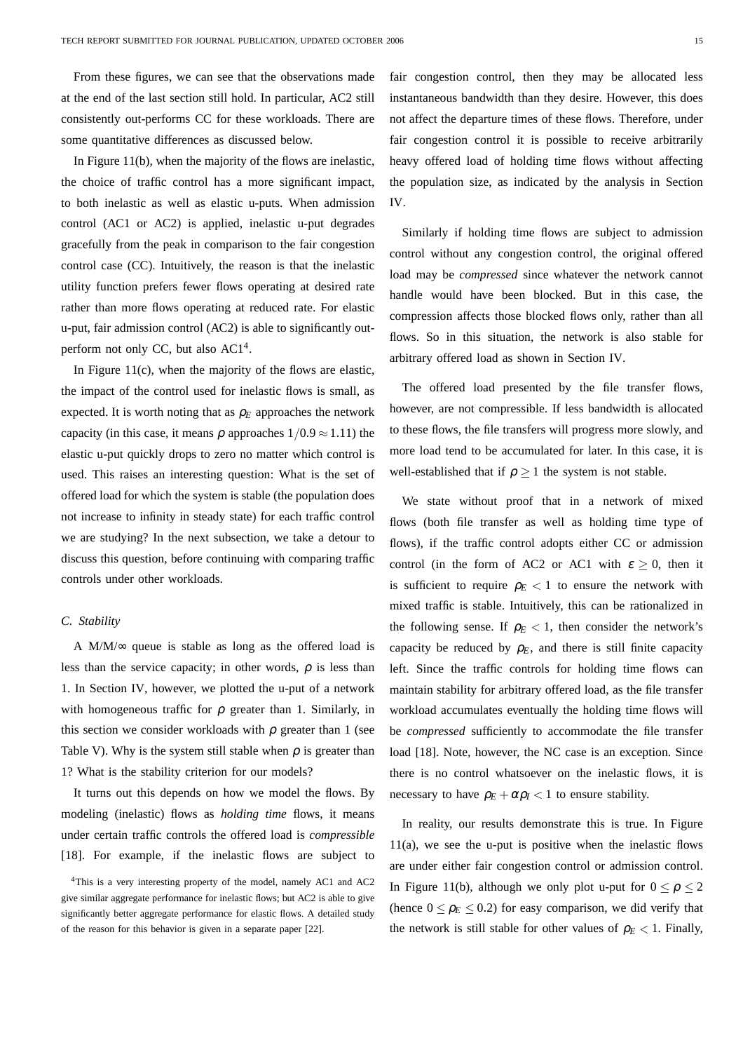From these figures, we can see that the observations made at the end of the last section still hold. In particular, AC2 still consistently out-performs CC for these workloads. There are some quantitative differences as discussed below.

In Figure 11(b), when the majority of the flows are inelastic, the choice of traffic control has a more significant impact, to both inelastic as well as elastic u-puts. When admission control (AC1 or AC2) is applied, inelastic u-put degrades gracefully from the peak in comparison to the fair congestion control case (CC). Intuitively, the reason is that the inelastic utility function prefers fewer flows operating at desired rate rather than more flows operating at reduced rate. For elastic u-put, fair admission control (AC2) is able to significantly out-perform not only CC, but also AC1[4].

In Figure 11(c), when the majority of the flows are elastic, the impact of the control used for inelastic flows is small, as expected. It is worth noting that as $\rho_E$ approaches the network capacity (in this case, it means $\rho$ approaches $1/0.9 \approx 1.11$) the elastic u-put quickly drops to zero no matter which control is used. This raises an interesting question: What is the set of offered load for which the system is stable (the population does not increase to infinity in steady state) for each traffic control we are studying? In the next subsection, we take a detour to discuss this question, before continuing with comparing traffic controls under other workloads.

### C. Stability

A M/M/$\infty$ queue is stable as long as the offered load is less than the service capacity; in other words, $\rho$ is less than 1. In Section IV, however, we plotted the u-put of a network with homogeneous traffic for $\rho$ greater than 1. Similarly, in this section we consider workloads with $\rho$ greater than 1 (see Table V). Why is the system still stable when $\rho$ is greater than 1? What is the stability criterion for our models?

It turns out this depends on how we model the flows. By modeling (inelastic) flows as *holding time* flows, it means under certain traffic controls the offered load is *compressible* [18]. For example, if the inelastic flows are subject to fair congestion control, then they may be allocated less instantaneous bandwidth than they desire. However, this does not affect the departure times of these flows. Therefore, under fair congestion control it is possible to receive arbitrarily heavy offered load of holding time flows without affecting the population size, as indicated by the analysis in Section IV.

Similarly if holding time flows are subject to admission control without any congestion control, the original offered load may be *compressed* since whatever the network cannot handle would have been blocked. But in this case, the compression affects those blocked flows only, rather than all flows. So in this situation, the network is also stable for arbitrary offered load as shown in Section IV.

The offered load presented by the file transfer flows, however, are not compressible. If less bandwidth is allocated to these flows, the file transfers will progress more slowly, and more load tend to be accumulated for later. In this case, it is well-established that if $\rho \geq 1$ the system is not stable.

We state without proof that in a network of mixed flows (both file transfer as well as holding time type of flows), if the traffic control adopts either CC or admission control (in the form of AC2 or AC1 with $\varepsilon \geq 0$, then it is sufficient to require $\rho_E < 1$ to ensure the network with mixed traffic is stable. Intuitively, this can be rationalized in the following sense. If $\rho_E < 1$, then consider the network's capacity be reduced by $\rho_E$, and there is still finite capacity left. Since the traffic controls for holding time flows can maintain stability for arbitrary offered load, as the file transfer workload accumulates eventually the holding time flows will be *compressed* sufficiently to accommodate the file transfer load [18]. Note, however, the NC case is an exception. Since there is no control whatsoever on the inelastic flows, it is necessary to have $\rho_E + \alpha\rho_I < 1$ to ensure stability.

In reality, our results demonstrate this is true. In Figure 11(a), we see the u-put is positive when the inelastic flows are under either fair congestion control or admission control. In Figure 11(b), although we only plot u-put for $0 \leq \rho \leq 2$ (hence $0 \leq \rho_E \leq 0.2$) for easy comparison, we did verify that the network is still stable for other values of $\rho_E < 1$. Finally,

[4]This is a very interesting property of the model, namely AC1 and AC2 give similar aggregate performance for inelastic flows; but AC2 is able to give significantly better aggregate performance for elastic flows. A detailed study of the reason for this behavior is given in a separate paper [22].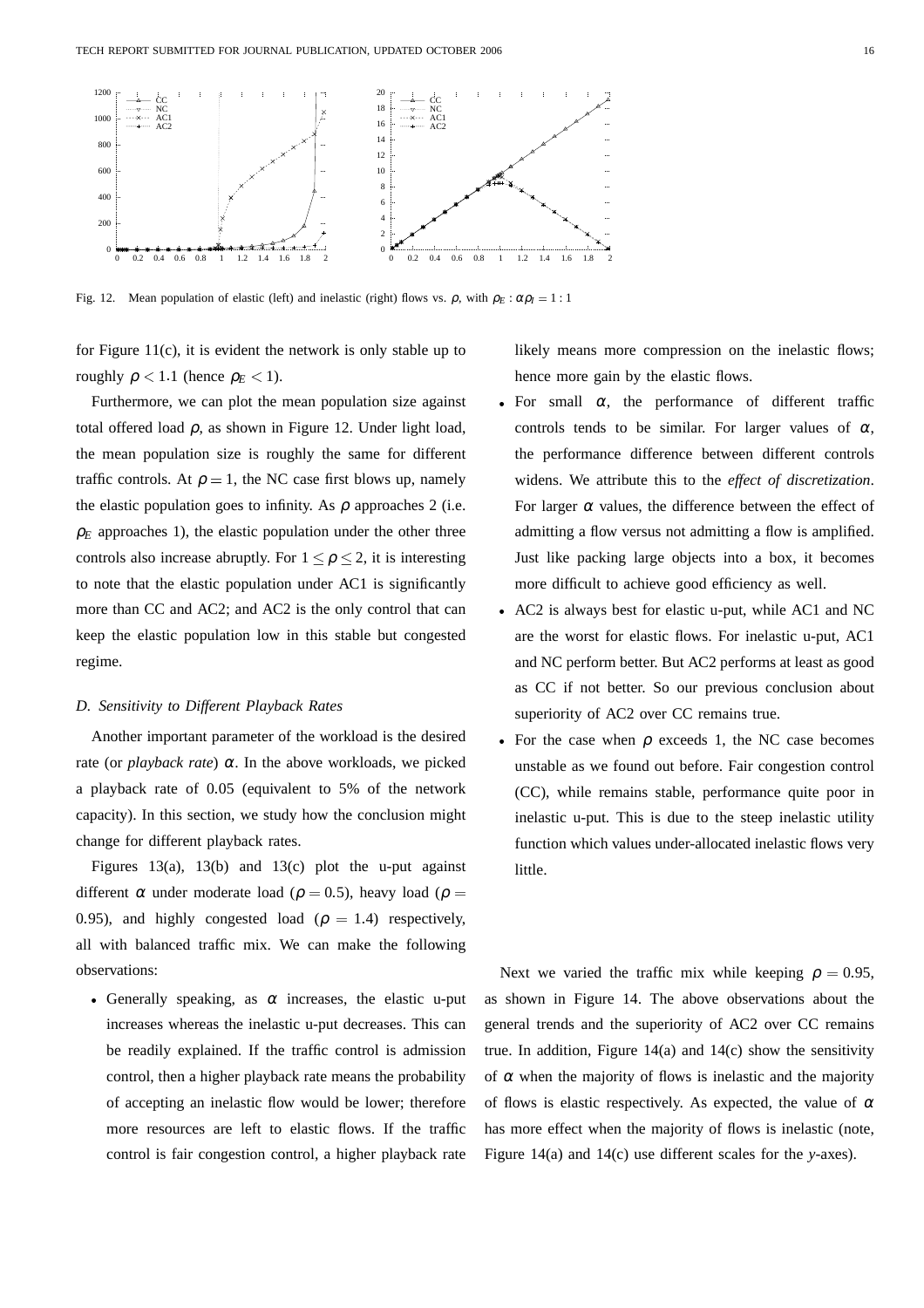Fig. 12. Mean population of elastic (left) and inelastic (right) flows vs. $\rho$, with $\rho_E : \alpha\rho_I = 1:1$

for Figure 11(c), it is evident the network is only stable up to roughly $\rho < 1.1$ (hence $\rho_E < 1$).

Furthermore, we can plot the mean population size against total offered load $\rho$, as shown in Figure 12. Under light load, the mean population size is roughly the same for different traffic controls. At $\rho = 1$, the NC case first blows up, namely the elastic population goes to infinity. As $\rho$ approaches 2 (i.e. $\rho_E$ approaches 1), the elastic population under the other three controls also increase abruptly. For $1 \leq \rho \leq 2$, it is interesting to note that the elastic population under AC1 is significantly more than CC and AC2; and AC2 is the only control that can keep the elastic population low in this stable but congested regime.

### D. Sensitivity to Different Playback Rates

Another important parameter of the workload is the desired rate (or *playback rate*) $\alpha$. In the above workloads, we picked a playback rate of 0.05 (equivalent to 5% of the network capacity). In this section, we study how the conclusion might change for different playback rates.

Figures 13(a), 13(b) and 13(c) plot the u-put against different $\alpha$ under moderate load ($\rho = 0.5$), heavy load ($\rho = 0.95$), and highly congested load ($\rho = 1.4$) respectively, all with balanced traffic mix. We can make the following observations:

- Generally speaking, as $\alpha$ increases, the elastic u-put increases whereas the inelastic u-put decreases. This can be readily explained. If the traffic control is admission control, then a higher playback rate means the probability of accepting an inelastic flow would be lower; therefore more resources are left to elastic flows. If the traffic control is fair congestion control, a higher playback rate likely means more compression on the inelastic flows; hence more gain by the elastic flows.
- For small $\alpha$, the performance of different traffic controls tends to be similar. For larger values of $\alpha$, the performance difference between different controls widens. We attribute this to the *effect of discretization*. For larger $\alpha$ values, the difference between the effect of admitting a flow versus not admitting a flow is amplified. Just like packing large objects into a box, it becomes more difficult to achieve good efficiency as well.
- AC2 is always best for elastic u-put, while AC1 and NC are the worst for elastic flows. For inelastic u-put, AC1 and NC perform better. But AC2 performs at least as good as CC if not better. So our previous conclusion about superiority of AC2 over CC remains true.
- For the case when $\rho$ exceeds 1, the NC case becomes unstable as we found out before. Fair congestion control (CC), while remains stable, performance quite poor in inelastic u-put. This is due to the steep inelastic utility function which values under-allocated inelastic flows very little.

Next we varied the traffic mix while keeping $\rho = 0.95$, as shown in Figure 14. The above observations about the general trends and the superiority of AC2 over CC remains true. In addition, Figure 14(a) and 14(c) show the sensitivity of $\alpha$ when the majority of flows is inelastic and the majority of flows is elastic respectively. As expected, the value of $\alpha$ has more effect when the majority of flows is inelastic (note, Figure 14(a) and 14(c) use different scales for the *y*-axes).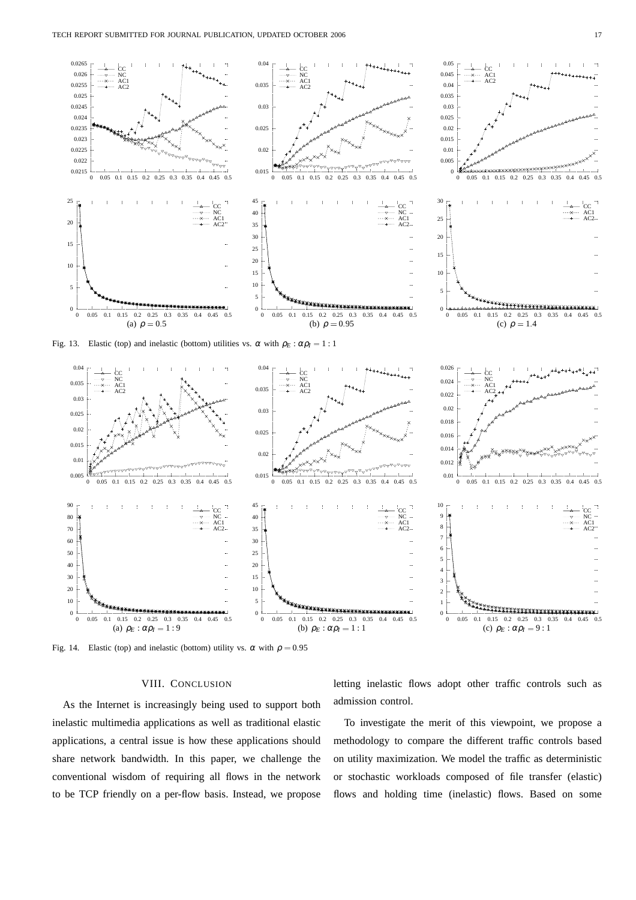Fig. 13. Elastic (top) and inelastic (bottom) utilities vs. $\alpha$ with $\rho_E : \alpha\rho_I = 1 : 1$

(a) $\rho = 0.5$ (b) $\rho = 0.95$ (c) $\rho = 1.4$

Fig. 14. Elastic (top) and inelastic (bottom) utility vs. $\alpha$ with $\rho = 0.95$

(a) $\rho_E : \alpha\rho_I = 1 : 9$ (b) $\rho_E : \alpha\rho_I = 1 : 1$ (c) $\rho_E : \alpha\rho_I = 9 : 1$

## VIII. Conclusion

As the Internet is increasingly being used to support both inelastic multimedia applications as well as traditional elastic applications, a central issue is how these applications should share network bandwidth. In this paper, we challenge the conventional wisdom of requiring all flows in the network to be TCP friendly on a per-flow basis. Instead, we propose letting inelastic flows adopt other traffic controls such as admission control.

To investigate the merit of this viewpoint, we propose a methodology to compare the different traffic controls based on utility maximization. We model the traffic as deterministic or stochastic workloads composed of file transfer (elastic) flows and holding time (inelastic) flows. Based on some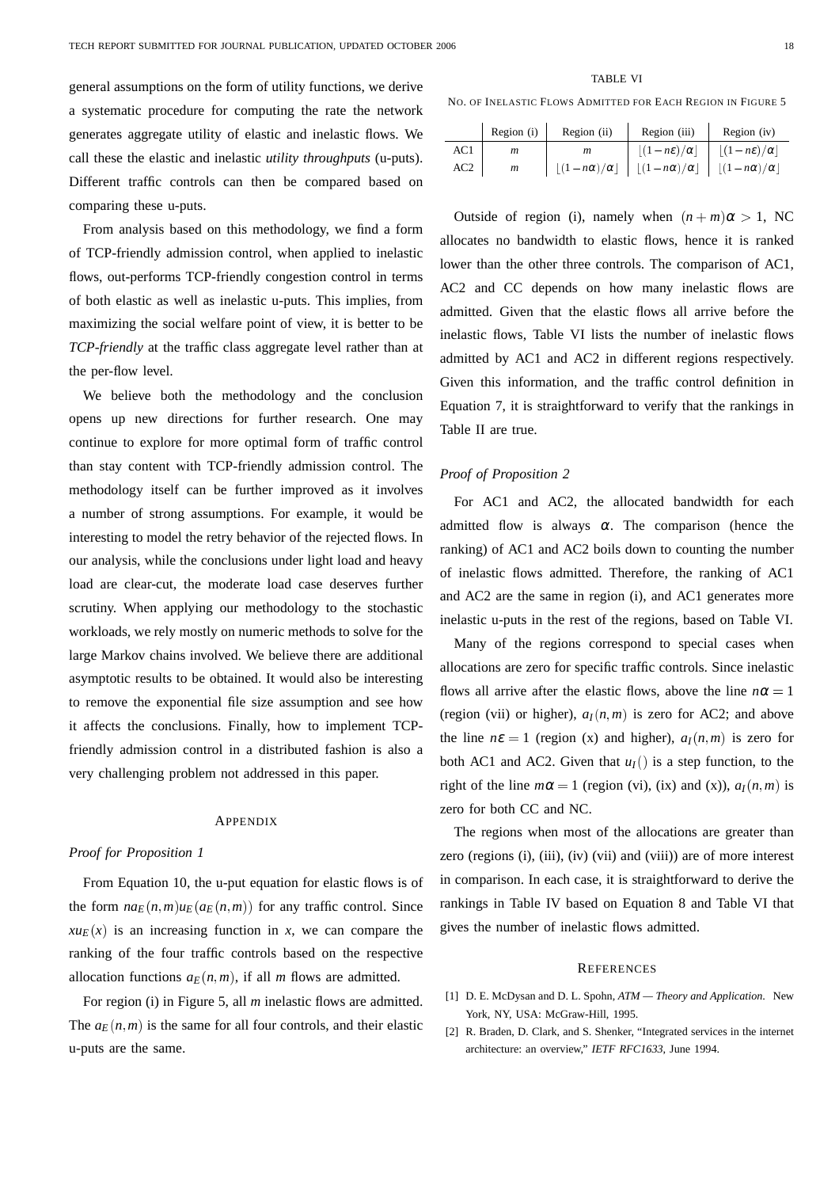general assumptions on the form of utility functions, we derive a systematic procedure for computing the rate the network generates aggregate utility of elastic and inelastic flows. We call these the elastic and inelastic *utility throughputs* (u-puts). Different traffic controls can then be compared based on comparing these u-puts.

From analysis based on this methodology, we find a form of TCP-friendly admission control, when applied to inelastic flows, out-performs TCP-friendly congestion control in terms of both elastic as well as inelastic u-puts. This implies, from maximizing the social welfare point of view, it is better to be *TCP-friendly* at the traffic class aggregate level rather than at the per-flow level.

We believe both the methodology and the conclusion opens up new directions for further research. One may continue to explore for more optimal form of traffic control than stay content with TCP-friendly admission control. The methodology itself can be further improved as it involves a number of strong assumptions. For example, it would be interesting to model the retry behavior of the rejected flows. In our analysis, while the conclusions under light load and heavy load are clear-cut, the moderate load case deserves further scrutiny. When applying our methodology to the stochastic workloads, we rely mostly on numeric methods to solve for the large Markov chains involved. We believe there are additional asymptotic results to be obtained. It would also be interesting to remove the exponential file size assumption and see how it affects the conclusions. Finally, how to implement TCP-friendly admission control in a distributed fashion is also a very challenging problem not addressed in this paper.

## Appendix

### Proof for Proposition 1

From Equation 10, the u-put equation for elastic flows is of the form $na_E(n,m)u_E(a_E(n,m))$ for any traffic control. Since $xu_E(x)$ is an increasing function in $x$, we can compare the ranking of the four traffic controls based on the respective allocation functions $a_E(n,m)$, if all $m$ flows are admitted.

For region (i) in Figure 5, all $m$ inelastic flows are admitted. The $a_E(n,m)$ is the same for all four controls, and their elastic u-puts are the same.

TABLE VI

No. of Inelastic Flows Admitted for Each Region in Figure 5

| | Region (i) | Region (ii) | Region (iii) | Region (iv) |
|---|---|---|---|---|
| AC1 | $m$ | $m$ | $\lfloor(1-n\varepsilon)/\alpha\rfloor$ | $\lfloor(1-n\varepsilon)/\alpha\rfloor$ |
| AC2 | $m$ | $\lfloor(1-n\alpha)/\alpha\rfloor$ | $\lfloor(1-n\alpha)/\alpha\rfloor$ | $\lfloor(1-n\alpha)/\alpha\rfloor$ |

Outside of region (i), namely when $(n+m)\alpha > 1$, NC allocates no bandwidth to elastic flows, hence it is ranked lower than the other three controls. The comparison of AC1, AC2 and CC depends on how many inelastic flows are admitted. Given that the elastic flows all arrive before the inelastic flows, Table VI lists the number of inelastic flows admitted by AC1 and AC2 in different regions respectively. Given this information, and the traffic control definition in Equation 7, it is straightforward to verify that the rankings in Table II are true.

### Proof of Proposition 2

For AC1 and AC2, the allocated bandwidth for each admitted flow is always $\alpha$. The comparison (hence the ranking) of AC1 and AC2 boils down to counting the number of inelastic flows admitted. Therefore, the ranking of AC1 and AC2 are the same in region (i), and AC1 generates more inelastic u-puts in the rest of the regions, based on Table VI.

Many of the regions correspond to special cases when allocations are zero for specific traffic controls. Since inelastic flows all arrive after the elastic flows, above the line $n\alpha = 1$ (region (vii) or higher), $a_I(n,m)$ is zero for AC2; and above the line $n\varepsilon = 1$ (region (x) and higher), $a_I(n,m)$ is zero for both AC1 and AC2. Given that $u_I()$ is a step function, to the right of the line $m\alpha = 1$ (region (vi), (ix) and (x)), $a_I(n,m)$ is zero for both CC and NC.

The regions when most of the allocations are greater than zero (regions (i), (iii), (iv) (vii) and (viii)) are of more interest in comparison. In each case, it is straightforward to derive the rankings in Table IV based on Equation 8 and Table VI that gives the number of inelastic flows admitted.

## References

[1] D. E. McDysan and D. L. Spohn, *ATM — Theory and Application*. New York, NY, USA: McGraw-Hill, 1995.

[2] R. Braden, D. Clark, and S. Shenker, "Integrated services in the internet architecture: an overview," *IETF RFC1633*, June 1994.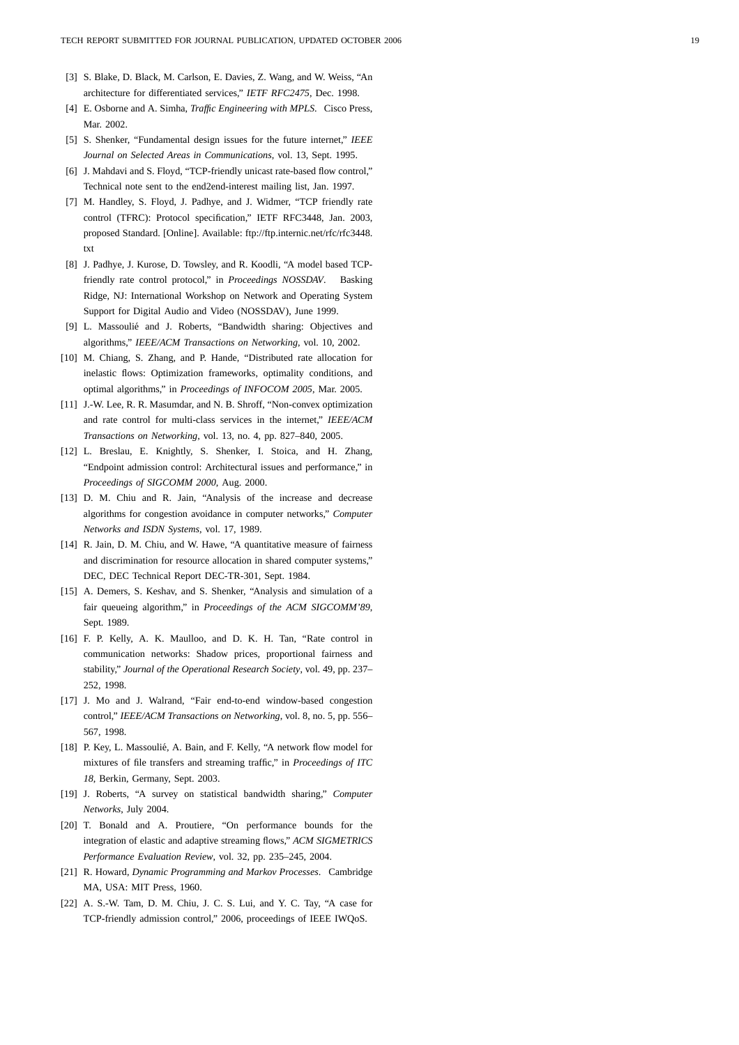[3] S. Blake, D. Black, M. Carlson, E. Davies, Z. Wang, and W. Weiss, "An architecture for differentiated services," *IETF RFC2475*, Dec. 1998.

[4] E. Osborne and A. Simha, *Traffic Engineering with MPLS*. Cisco Press, Mar. 2002.

[5] S. Shenker, "Fundamental design issues for the future internet," *IEEE Journal on Selected Areas in Communications*, vol. 13, Sept. 1995.

[6] J. Mahdavi and S. Floyd, "TCP-friendly unicast rate-based flow control," Technical note sent to the end2end-interest mailing list, Jan. 1997.

[7] M. Handley, S. Floyd, J. Padhye, and J. Widmer, "TCP friendly rate control (TFRC): Protocol specification," IETF RFC3448, Jan. 2003, proposed Standard. [Online]. Available: ftp://ftp.internic.net/rfc/rfc3448.txt

[8] J. Padhye, J. Kurose, D. Towsley, and R. Koodli, "A model based TCP-friendly rate control protocol," in *Proceedings NOSSDAV*. Basking Ridge, NJ: International Workshop on Network and Operating System Support for Digital Audio and Video (NOSSDAV), June 1999.

[9] L. Massoulié and J. Roberts, "Bandwidth sharing: Objectives and algorithms," *IEEE/ACM Transactions on Networking*, vol. 10, 2002.

[10] M. Chiang, S. Zhang, and P. Hande, "Distributed rate allocation for inelastic flows: Optimization frameworks, optimality conditions, and optimal algorithms," in *Proceedings of INFOCOM 2005*, Mar. 2005.

[11] J.-W. Lee, R. R. Masumdar, and N. B. Shroff, "Non-convex optimization and rate control for multi-class services in the internet," *IEEE/ACM Transactions on Networking*, vol. 13, no. 4, pp. 827–840, 2005.

[12] L. Breslau, E. Knightly, S. Shenker, I. Stoica, and H. Zhang, "Endpoint admission control: Architectural issues and performance," in *Proceedings of SIGCOMM 2000*, Aug. 2000.

[13] D. M. Chiu and R. Jain, "Analysis of the increase and decrease algorithms for congestion avoidance in computer networks," *Computer Networks and ISDN Systems*, vol. 17, 1989.

[14] R. Jain, D. M. Chiu, and W. Hawe, "A quantitative measure of fairness and discrimination for resource allocation in shared computer systems," DEC, DEC Technical Report DEC-TR-301, Sept. 1984.

[15] A. Demers, S. Keshav, and S. Shenker, "Analysis and simulation of a fair queueing algorithm," in *Proceedings of the ACM SIGCOMM'89*, Sept. 1989.

[16] F. P. Kelly, A. K. Maulloo, and D. K. H. Tan, "Rate control in communication networks: Shadow prices, proportional fairness and stability," *Journal of the Operational Research Society*, vol. 49, pp. 237–252, 1998.

[17] J. Mo and J. Walrand, "Fair end-to-end window-based congestion control," *IEEE/ACM Transactions on Networking*, vol. 8, no. 5, pp. 556–567, 1998.

[18] P. Key, L. Massoulié, A. Bain, and F. Kelly, "A network flow model for mixtures of file transfers and streaming traffic," in *Proceedings of ITC 18*, Berkin, Germany, Sept. 2003.

[19] J. Roberts, "A survey on statistical bandwidth sharing," *Computer Networks*, July 2004.

[20] T. Bonald and A. Proutiere, "On performance bounds for the integration of elastic and adaptive streaming flows," *ACM SIGMETRICS Performance Evaluation Review*, vol. 32, pp. 235–245, 2004.

[21] R. Howard, *Dynamic Programming and Markov Processes*. Cambridge MA, USA: MIT Press, 1960.

[22] A. S.-W. Tam, D. M. Chiu, J. C. S. Lui, and Y. C. Tay, "A case for TCP-friendly admission control," 2006, proceedings of IEEE IWQoS.